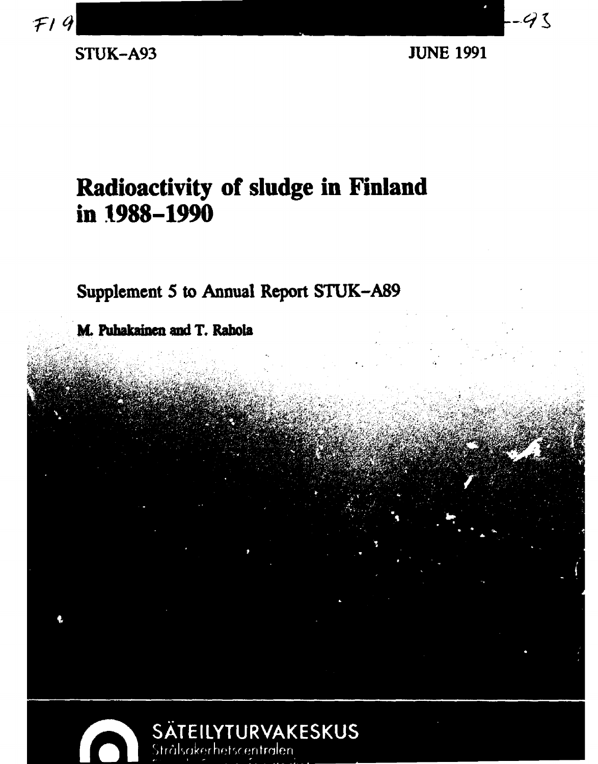STUK-A93

JUNE 1991

# Radioactivity of sludge in Finland in 1988–1990

## Supplement 5 to Annual Report STUK-A89

**M. Puhakainen and T. Rahola**

SÄTEILYTURVAKESKUS

Strålsäkerhetscentralen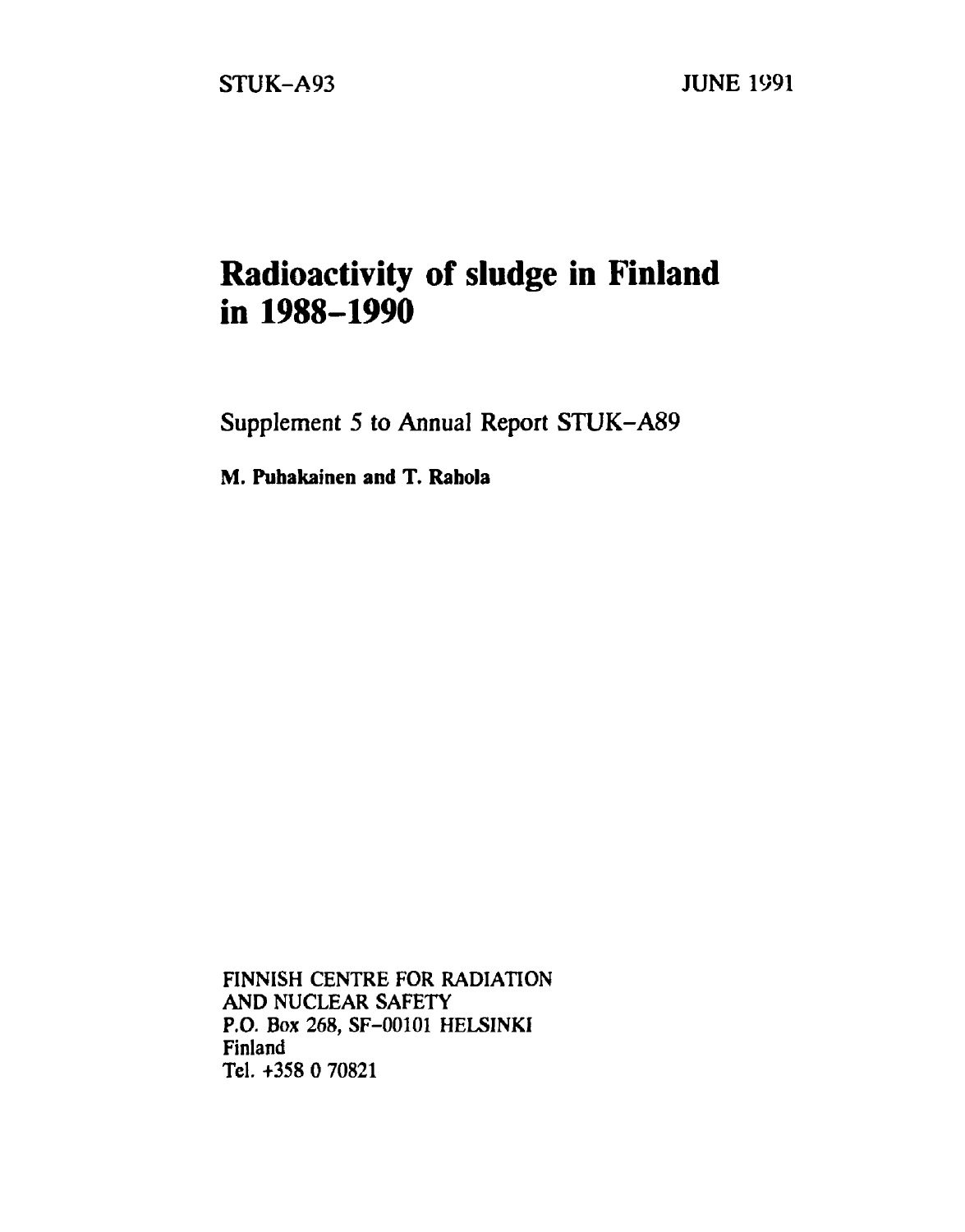STUK-A93

JUNE 1991

# Radioactivity of sludge in Finland in 1988-1990

Supplement 5 to Annual Report STUK-A89

**M. Puhakainen and T. Rahola**

FINNISH CENTRE FOR RADIATION
AND NUCLEAR SAFETY
P.O. Box 268, SF-00101 HELSINKI
Finland
Tel. +358 0 70821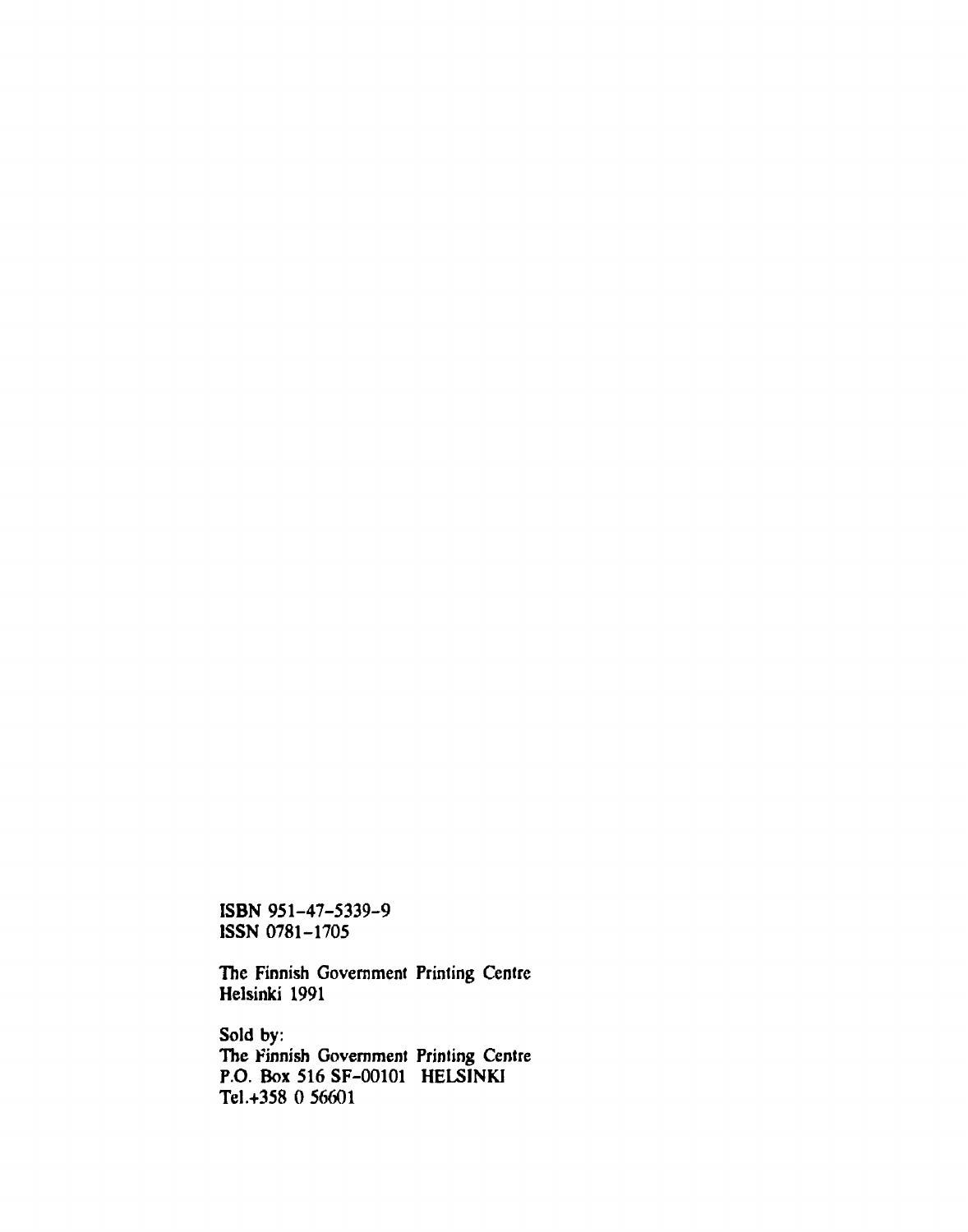ISBN 951-47-5339-9
ISSN 0781-1705

The Finnish Government Printing Centre
Helsinki 1991

Sold by:
The Finnish Government Printing Centre
P.O. Box 516 SF-00101 HELSINKI
Tel.+358 0 56601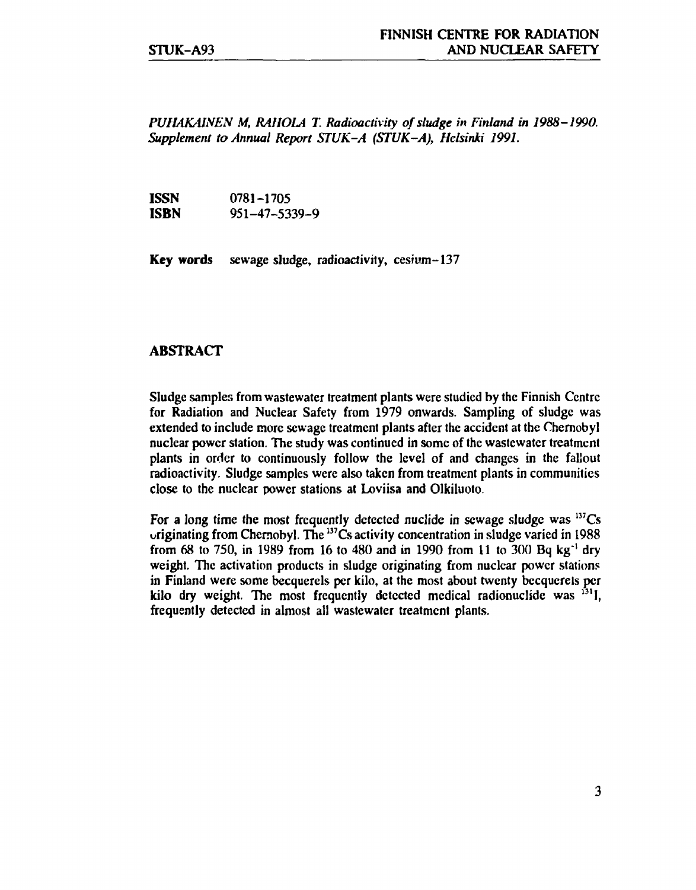*PUHAKAINEN M, RAHOLA T. Radioactivity of sludge in Finland in 1988–1990. Supplement to Annual Report STUK-A (STUK-A), Helsinki 1991.*

**ISSN** 0781-1705
**ISBN** 951-47-5339-9

**Key words** sewage sludge, radioactivity, cesium-137

## ABSTRACT

Sludge samples from wastewater treatment plants were studied by the Finnish Centre for Radiation and Nuclear Safety from 1979 onwards. Sampling of sludge was extended to include more sewage treatment plants after the accident at the Chernobyl nuclear power station. The study was continued in some of the wastewater treatment plants in order to continuously follow the level of and changes in the fallout radioactivity. Sludge samples were also taken from treatment plants in communities close to the nuclear power stations at Loviisa and Olkiluoto.

For a long time the most frequently detected nuclide in sewage sludge was $^{137}Cs$ originating from Chernobyl. The $^{137}Cs$ activity concentration in sludge varied in 1988 from 68 to 750, in 1989 from 16 to 480 and in 1990 from 11 to 300 Bq $kg^{-1}$ dry weight. The activation products in sludge originating from nuclear power stations in Finland were some becquerels per kilo, at the most about twenty becquerels per kilo dry weight. The most frequently detected medical radionuclide was $^{131}I$, frequently detected in almost all wastewater treatment plants.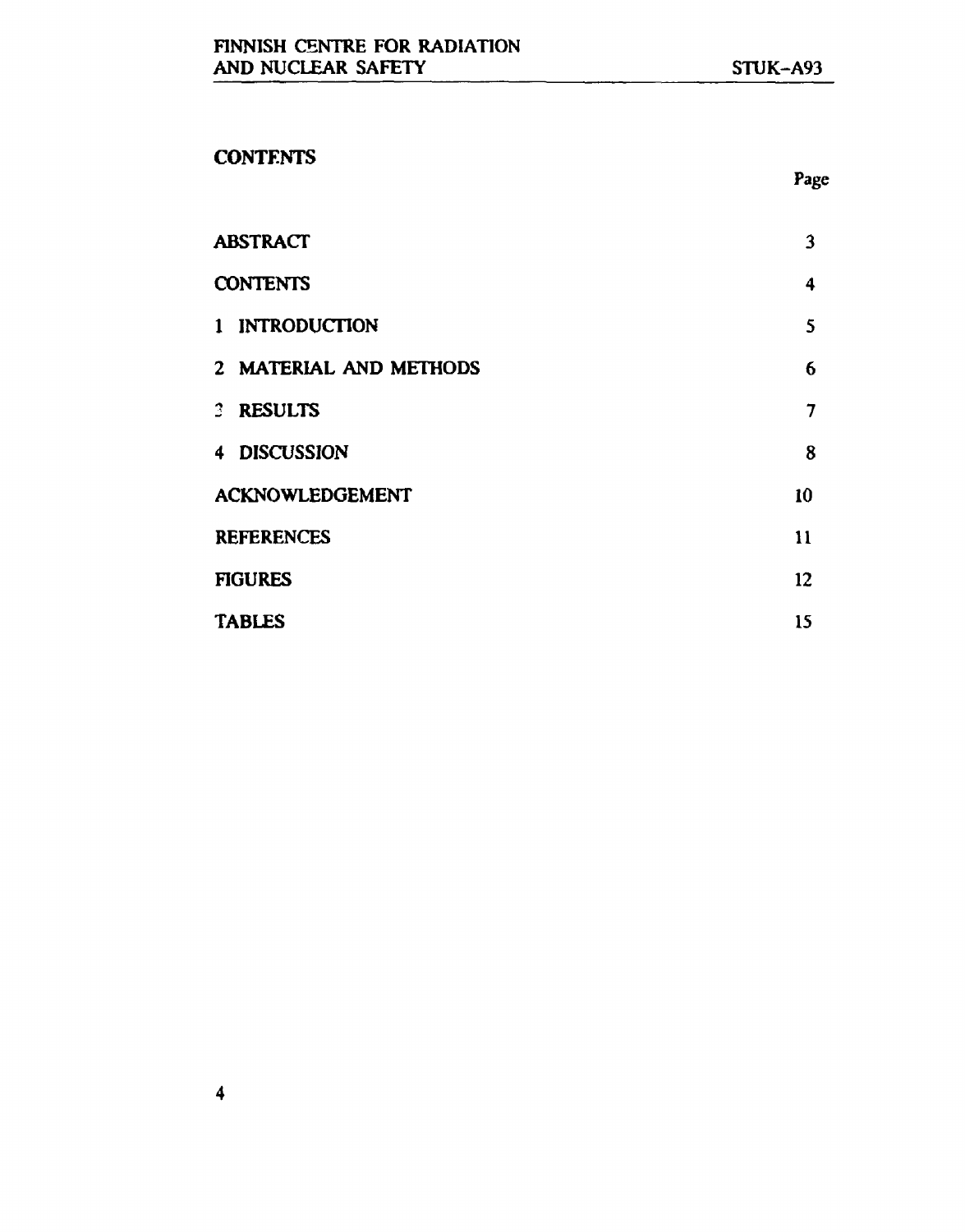## CONTENTS

| | Page |
|---|---|
| ABSTRACT | 3 |
| CONTENTS | 4 |
| 1 INTRODUCTION | 5 |
| 2 MATERIAL AND METHODS | 6 |
| 3 RESULTS | 7 |
| 4 DISCUSSION | 8 |
| ACKNOWLEDGEMENT | 10 |
| REFERENCES | 11 |
| FIGURES | 12 |
| TABLES | 15 |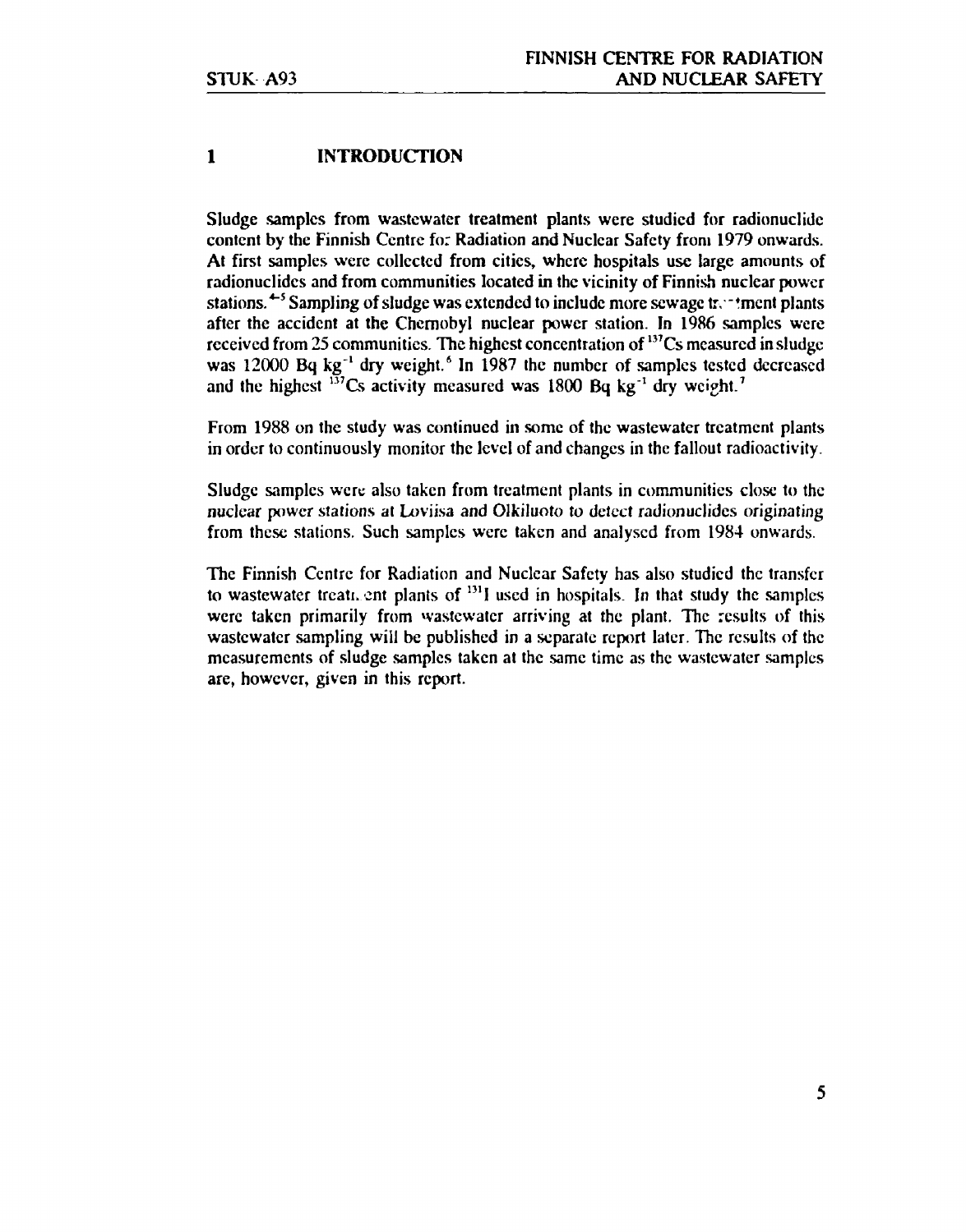# 1 INTRODUCTION

Sludge samples from wastewater treatment plants were studied for radionuclide content by the Finnish Centre for Radiation and Nuclear Safety from 1979 onwards. At first samples were collected from cities, where hospitals use large amounts of radionuclides and from communities located in the vicinity of Finnish nuclear power stations.[4-5] Sampling of sludge was extended to include more sewage treatment plants after the accident at the Chernobyl nuclear power station. In 1986 samples were received from 25 communities. The highest concentration of $^{137}$Cs measured in sludge was 12000 Bq kg$^{-1}$ dry weight.[6] In 1987 the number of samples tested decreased and the highest $^{137}$Cs activity measured was 1800 Bq kg$^{-1}$ dry weight.[7]

From 1988 on the study was continued in some of the wastewater treatment plants in order to continuously monitor the level of and changes in the fallout radioactivity.

Sludge samples were also taken from treatment plants in communities close to the nuclear power stations at Loviisa and Olkiluoto to detect radionuclides originating from these stations. Such samples were taken and analysed from 1984 onwards.

The Finnish Centre for Radiation and Nuclear Safety has also studied the transfer to wastewater treatment plants of $^{131}$I used in hospitals. In that study the samples were taken primarily from wastewater arriving at the plant. The results of this wastewater sampling will be published in a separate report later. The results of the measurements of sludge samples taken at the same time as the wastewater samples are, however, given in this report.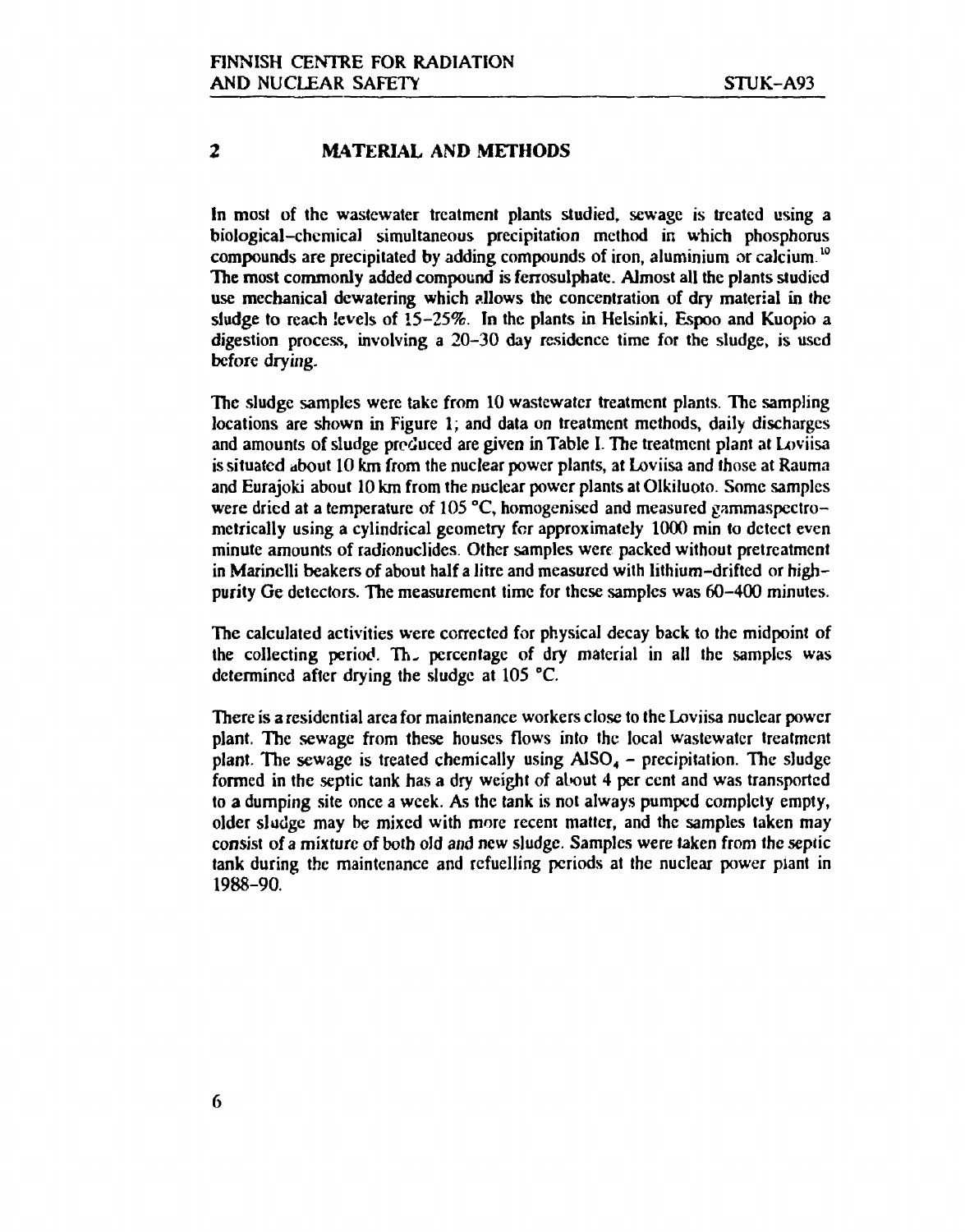## 2 MATERIAL AND METHODS

In most of the wastewater treatment plants studied, sewage is treated using a biological–chemical simultaneous precipitation method in which phosphorus compounds are precipitated by adding compounds of iron, aluminium or calcium.[10] The most commonly added compound is ferrosulphate. Almost all the plants studied use mechanical dewatering which allows the concentration of dry material in the sludge to reach levels of 15–25%. In the plants in Helsinki, Espoo and Kuopio a digestion process, involving a 20–30 day residence time for the sludge, is used before drying.

The sludge samples were take from 10 wastewater treatment plants. The sampling locations are shown in Figure 1; and data on treatment methods, daily discharges and amounts of sludge produced are given in Table I. The treatment plant at Loviisa is situated about 10 km from the nuclear power plants, at Loviisa and those at Rauma and Eurajoki about 10 km from the nuclear power plants at Olkiluoto. Some samples were dried at a temperature of 105 °C, homogenised and measured gammaspectrometrically using a cylindrical geometry for approximately 1000 min to detect even minute amounts of radionuclides. Other samples were packed without pretreatment in Marinelli beakers of about half a litre and measured with lithium–drifted or high–purity Ge detectors. The measurement time for these samples was 60–400 minutes.

The calculated activities were corrected for physical decay back to the midpoint of the collecting period. The percentage of dry material in all the samples was determined after drying the sludge at 105 °C.

There is a residential area for maintenance workers close to the Loviisa nuclear power plant. The sewage from these houses flows into the local wastewater treatment plant. The sewage is treated chemically using $AlSO_4$ – precipitation. The sludge formed in the septic tank has a dry weight of about 4 per cent and was transported to a dumping site once a week. As the tank is not always pumped complety empty, older sludge may be mixed with more recent matter, and the samples taken may consist of a mixture of both old and new sludge. Samples were taken from the septic tank during the maintenance and refuelling periods at the nuclear power plant in 1988–90.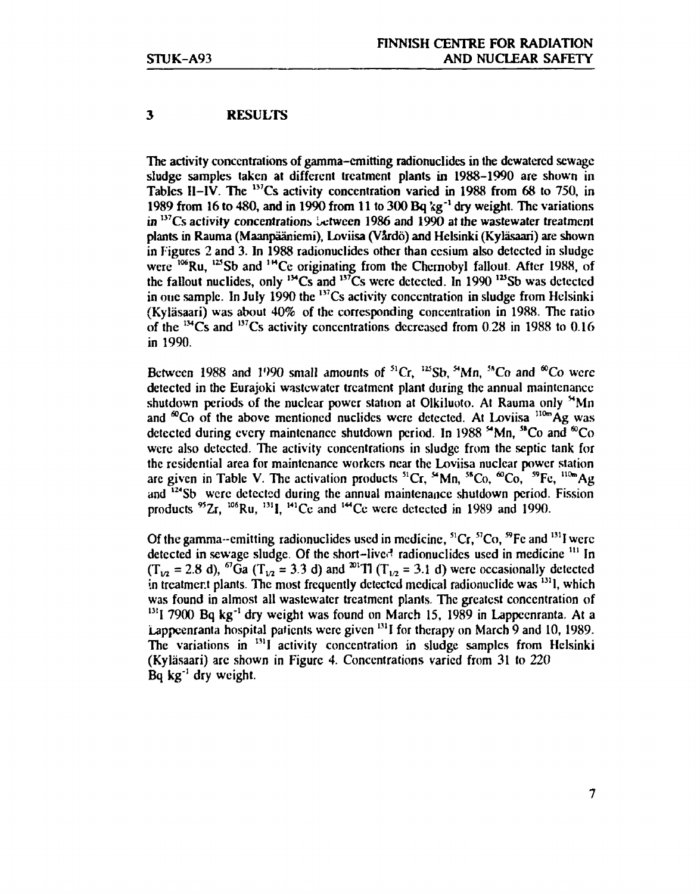# 3 RESULTS

The activity concentrations of gamma-emitting radionuclides in the dewatered sewage sludge samples taken at different treatment plants in 1988–1990 are shown in Tables II–IV. The $^{137}$Cs activity concentration varied in 1988 from 68 to 750, in 1989 from 16 to 480, and in 1990 from 11 to 300 Bq kg$^{-1}$ dry weight. The variations in $^{137}$Cs activity concentrations between 1986 and 1990 at the wastewater treatment plants in Rauma (Maanpääniemi), Loviisa (Vårdö) and Helsinki (Kyläsaari) are shown in Figures 2 and 3. In 1988 radionuclides other than cesium also detected in sludge were $^{106}$Ru, $^{125}$Sb and $^{144}$Ce originating from the Chernobyl fallout. After 1988, of the fallout nuclides, only $^{134}$Cs and $^{137}$Cs were detected. In 1990 $^{125}$Sb was detected in one sample. In July 1990 the $^{137}$Cs activity concentration in sludge from Helsinki (Kyläsaari) was about 40% of the corresponding concentration in 1988. The ratio of the $^{134}$Cs and $^{137}$Cs activity concentrations decreased from 0.28 in 1988 to 0.16 in 1990.

Between 1988 and 1990 small amounts of $^{51}$Cr, $^{125}$Sb, $^{54}$Mn, $^{58}$Co and $^{60}$Co were detected in the Eurajoki wastewater treatment plant during the annual maintenance shutdown periods of the nuclear power station at Olkiluoto. At Rauma only $^{54}$Mn and $^{60}$Co of the above mentioned nuclides were detected. At Loviisa $^{110m}$Ag was detected during every maintenance shutdown period. In 1988 $^{54}$Mn, $^{58}$Co and $^{60}$Co were also detected. The activity concentrations in sludge from the septic tank for the residential area for maintenance workers near the Loviisa nuclear power station are given in Table V. The activation products $^{51}$Cr, $^{54}$Mn, $^{58}$Co, $^{60}$Co, $^{59}$Fe, $^{110m}$Ag and $^{124}$Sb were detected during the annual maintenance shutdown period. Fission products $^{95}$Zr, $^{106}$Ru, $^{131}$I, $^{141}$Ce and $^{144}$Ce were detected in 1989 and 1990.

Of the gamma-emitting radionuclides used in medicine, $^{51}$Cr, $^{57}$Co, $^{59}$Fe and $^{131}$I were detected in sewage sludge. Of the short-lived radionuclides used in medicine $^{111}$In ($T_{1/2}$ = 2.8 d), $^{67}$Ga ($T_{1/2}$ = 3.3 d) and $^{201}$Tl ($T_{1/2}$ = 3.1 d) were occasionally detected in treatment plants. The most frequently detected medical radionuclide was $^{131}$I, which was found in almost all wastewater treatment plants. The greatest concentration of $^{131}$I 7900 Bq kg$^{-1}$ dry weight was found on March 15, 1989 in Lappeenranta. At a Lappeenranta hospital patients were given $^{131}$I for therapy on March 9 and 10, 1989. The variations in $^{131}$I activity concentration in sludge samples from Helsinki (Kyläsaari) are shown in Figure 4. Concentrations varied from 31 to 220 Bq kg$^{-1}$ dry weight.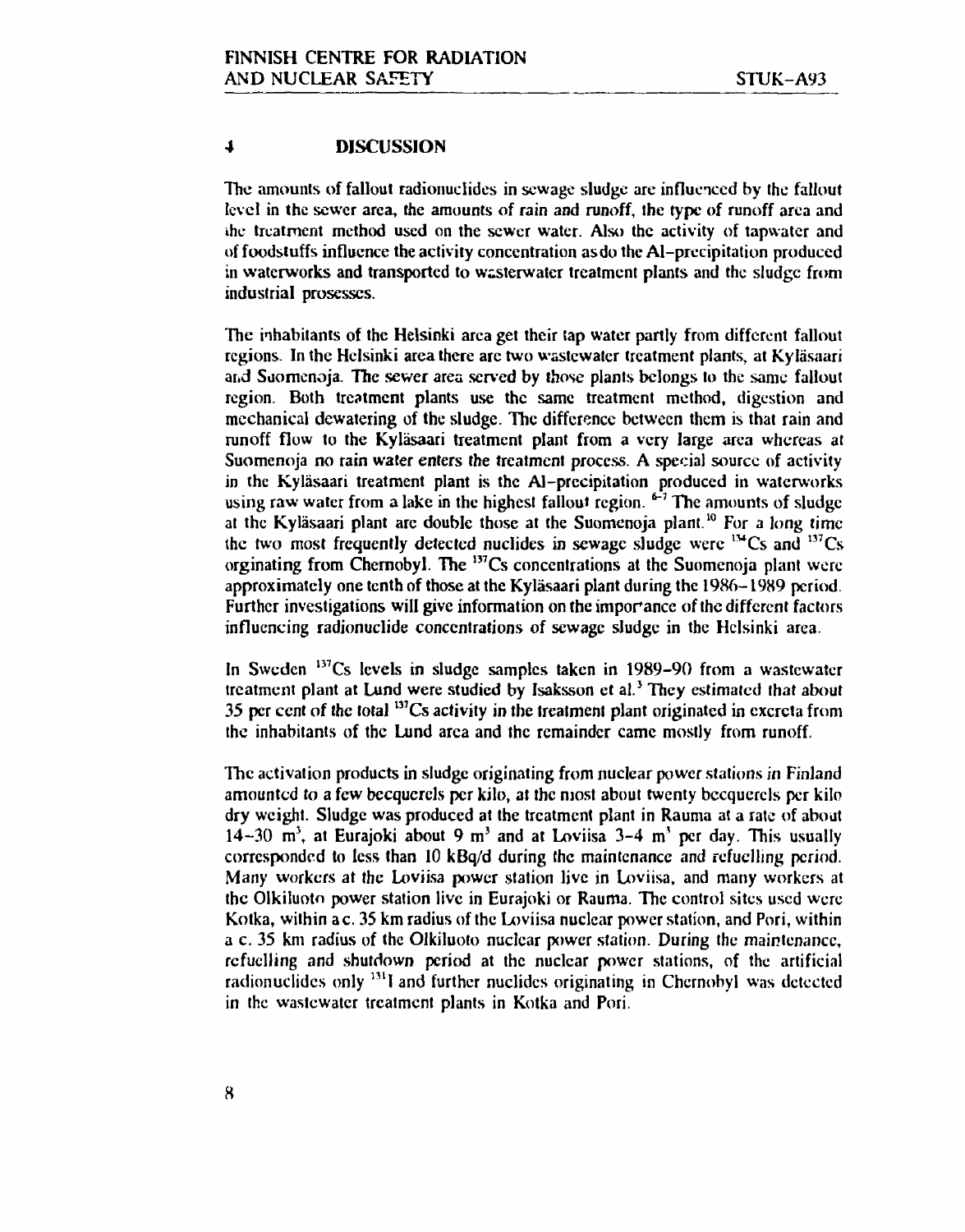## 4 DISCUSSION

The amounts of fallout radionuclides in sewage sludge are influenced by the fallout level in the sewer area, the amounts of rain and runoff, the type of runoff area and the treatment method used on the sewer water. Also the activity of tapwater and of foodstuffs influence the activity concentration as do the Al-precipitation produced in waterworks and transported to wasterwater treatment plants and the sludge from industrial prosesses.

The inhabitants of the Helsinki area get their tap water partly from different fallout regions. In the Helsinki area there are two wastewater treatment plants, at Kyläsaari and Suomenoja. The sewer area served by those plants belongs to the same fallout region. Both treatment plants use the same treatment method, digestion and mechanical dewatering of the sludge. The difference between them is that rain and runoff flow to the Kyläsaari treatment plant from a very large area whereas at Suomenoja no rain water enters the treatment process. A special source of activity in the Kyläsaari treatment plant is the Al-precipitation produced in waterworks using raw water from a lake in the highest fallout region.[6-7] The amounts of sludge at the Kyläsaari plant are double those at the Suomenoja plant.[10] For a long time the two most frequently detected nuclides in sewage sludge were $^{134}$Cs and $^{137}$Cs orginating from Chernobyl. The $^{137}$Cs concentrations at the Suomenoja plant were approximately one tenth of those at the Kyläsaari plant during the 1986–1989 period. Further investigations will give information on the importance of the different factors influencing radionuclide concentrations of sewage sludge in the Helsinki area.

In Sweden $^{137}$Cs levels in sludge samples taken in 1989–90 from a wastewater treatment plant at Lund were studied by Isaksson et al.[3] They estimated that about 35 per cent of the total $^{137}$Cs activity in the treatment plant originated in excreta from the inhabitants of the Lund area and the remainder came mostly from runoff.

The activation products in sludge originating from nuclear power stations in Finland amounted to a few becquerels per kilo, at the most about twenty becquerels per kilo dry weight. Sludge was produced at the treatment plant in Rauma at a rate of about 14–30 m$^3$, at Eurajoki about 9 m$^3$ and at Loviisa 3–4 m$^3$ per day. This usually corresponded to less than 10 kBq/d during the maintenance and refuelling period. Many workers at the Loviisa power station live in Loviisa, and many workers at the Olkiluoto power station live in Eurajoki or Rauma. The control sites used were Kotka, within a c. 35 km radius of the Loviisa nuclear power station, and Pori, within a c. 35 km radius of the Olkiluoto nuclear power station. During the maintenance, refuelling and shutdown period at the nuclear power stations, of the artificial radionuclides only $^{131}$I and further nuclides originating in Chernobyl was detected in the wastewater treatment plants in Kotka and Pori.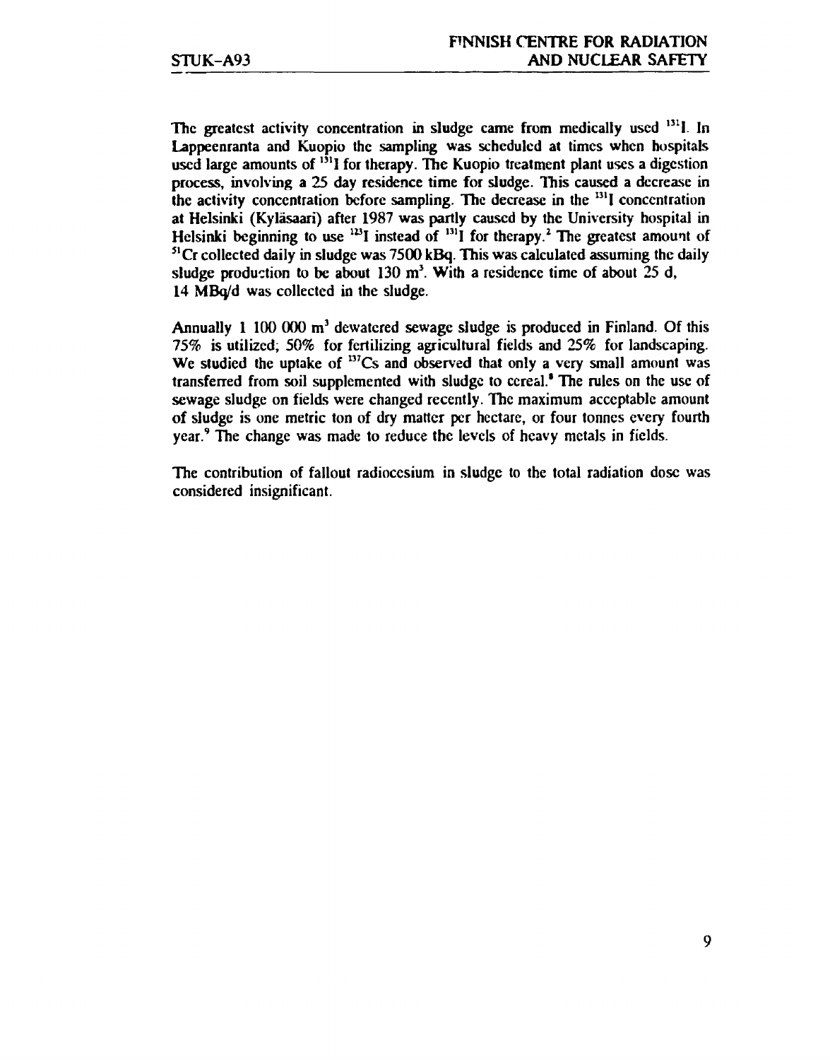The greatest activity concentration in sludge came from medically used $^{131}$I. In Lappeenranta and Kuopio the sampling was scheduled at times when hospitals used large amounts of $^{131}$I for therapy. The Kuopio treatment plant uses a digestion process, involving a 25 day residence time for sludge. This caused a decrease in the activity concentration before sampling. The decrease in the $^{131}$I concentration at Helsinki (Kyläsaari) after 1987 was partly caused by the University hospital in Helsinki beginning to use $^{123}$I instead of $^{131}$I for therapy.[2] The greatest amount of $^{51}$Cr collected daily in sludge was 7500 kBq. This was calculated assuming the daily sludge production to be about 130 m$^3$. With a residence time of about 25 d, 14 MBq/d was collected in the sludge.

Annually 1 100 000 m$^3$ dewatered sewage sludge is produced in Finland. Of this 75% is utilized; 50% for fertilizing agricultural fields and 25% for landscaping. We studied the uptake of $^{137}$Cs and observed that only a very small amount was transferred from soil supplemented with sludge to cereal.[8] The rules on the use of sewage sludge on fields were changed recently. The maximum acceptable amount of sludge is one metric ton of dry matter per hectare, or four tonnes every fourth year.[9] The change was made to reduce the levels of heavy metals in fields.

The contribution of fallout radiocesium in sludge to the total radiation dose was considered insignificant.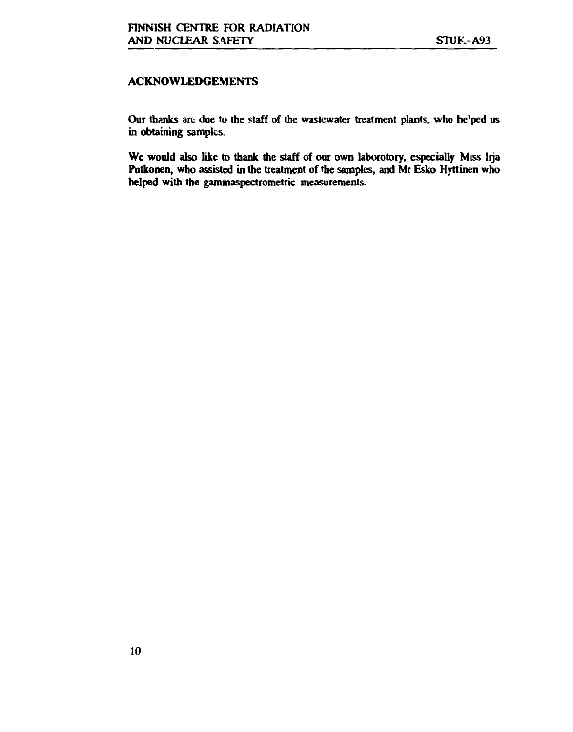## ACKNOWLEDGEMENTS

Our thanks are due to the staff of the wastewater treatment plants, who helped us in obtaining samples.

We would also like to thank the staff of our own laborotory, especially Miss Irja Putkonen, who assisted in the treatment of the samples, and Mr Esko Hyttinen who helped with the gammaspectrometric measurements.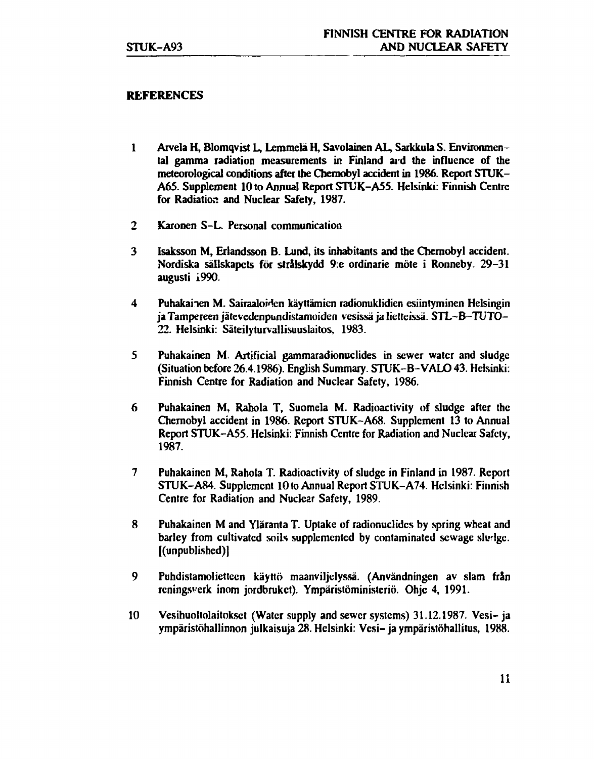## REFERENCES

1. Arvela H, Blomqvist L, Lemmelä H, Savolainen AL, Sarkkula S. Environmental gamma radiation measurements in Finland and the influence of the meteorological conditions after the Chernobyl accident in 1986. Report STUK-A65. Supplement 10 to Annual Report STUK-A55. Helsinki: Finnish Centre for Radiation and Nuclear Safety, 1987.

2. Karonen S-L. Personal communication

3. Isaksson M, Erlandsson B. Lund, its inhabitants and the Chernobyl accident. Nordiska sällskapets för strålskydd 9:e ordinarie möte i Ronneby. 29–31 augusti 1990.

4. Puhakainen M. Sairaaloiden käyttämien radionuklidien esiintyminen Helsingin ja Tampereen jätevedenpundistamoiden vesissä ja lietteissä. STL-B-TUTO-22. Helsinki: Säteilyturvallisuuslaitos, 1983.

5. Puhakainen M. Artificial gammaradionuclides in sewer water and sludge (Situation before 26.4.1986). English Summary. STUK-B-VALO 43. Helsinki: Finnish Centre for Radiation and Nuclear Safety, 1986.

6. Puhakainen M, Rahola T, Suomela M. Radioactivity of sludge after the Chernobyl accident in 1986. Report STUK-A68. Supplement 13 to Annual Report STUK-A55. Helsinki: Finnish Centre for Radiation and Nuclear Safety, 1987.

7. Puhakainen M, Rahola T. Radioactivity of sludge in Finland in 1987. Report STUK-A84. Supplement 10 to Annual Report STUK-A74. Helsinki: Finnish Centre for Radiation and Nuclear Safety, 1989.

8. Puhakainen M and Yläranta T. Uptake of radionuclides by spring wheat and barley from cultivated soils supplemented by contaminated sewage sludge. [(unpublished)]

9. Puhdistamolietteen käyttö maanviljelyssä. (Användningen av slam från reningsverk inom jordbruket). Ympäristöministeriö. Ohje 4, 1991.

10. Vesihuoltolaitokset (Water supply and sewer systems) 31.12.1987. Vesi- ja ympäristöhallinnon julkaisuja 28. Helsinki: Vesi- ja ympäristöhallitus, 1988.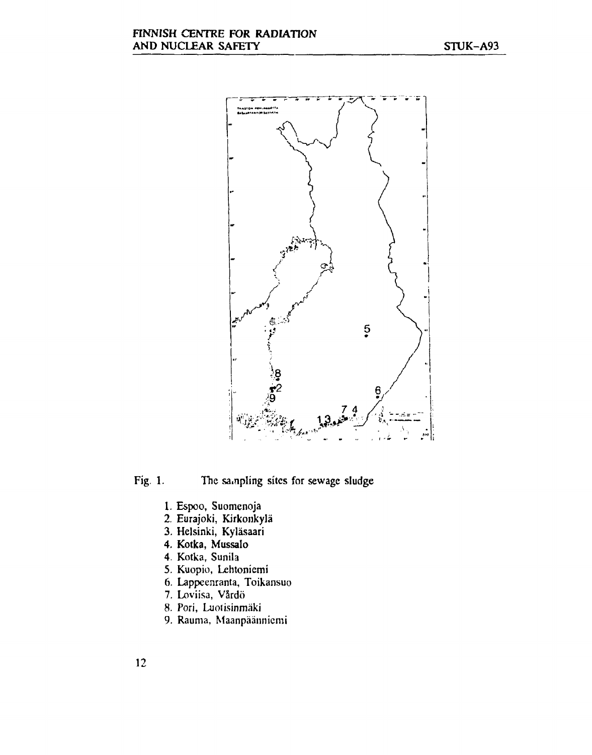Fig. 1. The sampling sites for sewage sludge

1. Espoo, Suomenoja
2. Eurajoki, Kirkonkylä
3. Helsinki, Kyläsaari
4. Kotka, Mussalo
4. Kotka, Sunila
5. Kuopio, Lehtoniemi
6. Lappeenranta, Toikansuo
7. Loviisa, Vårdö
8. Pori, Luotisinmäki
9. Rauma, Maanpäänniemi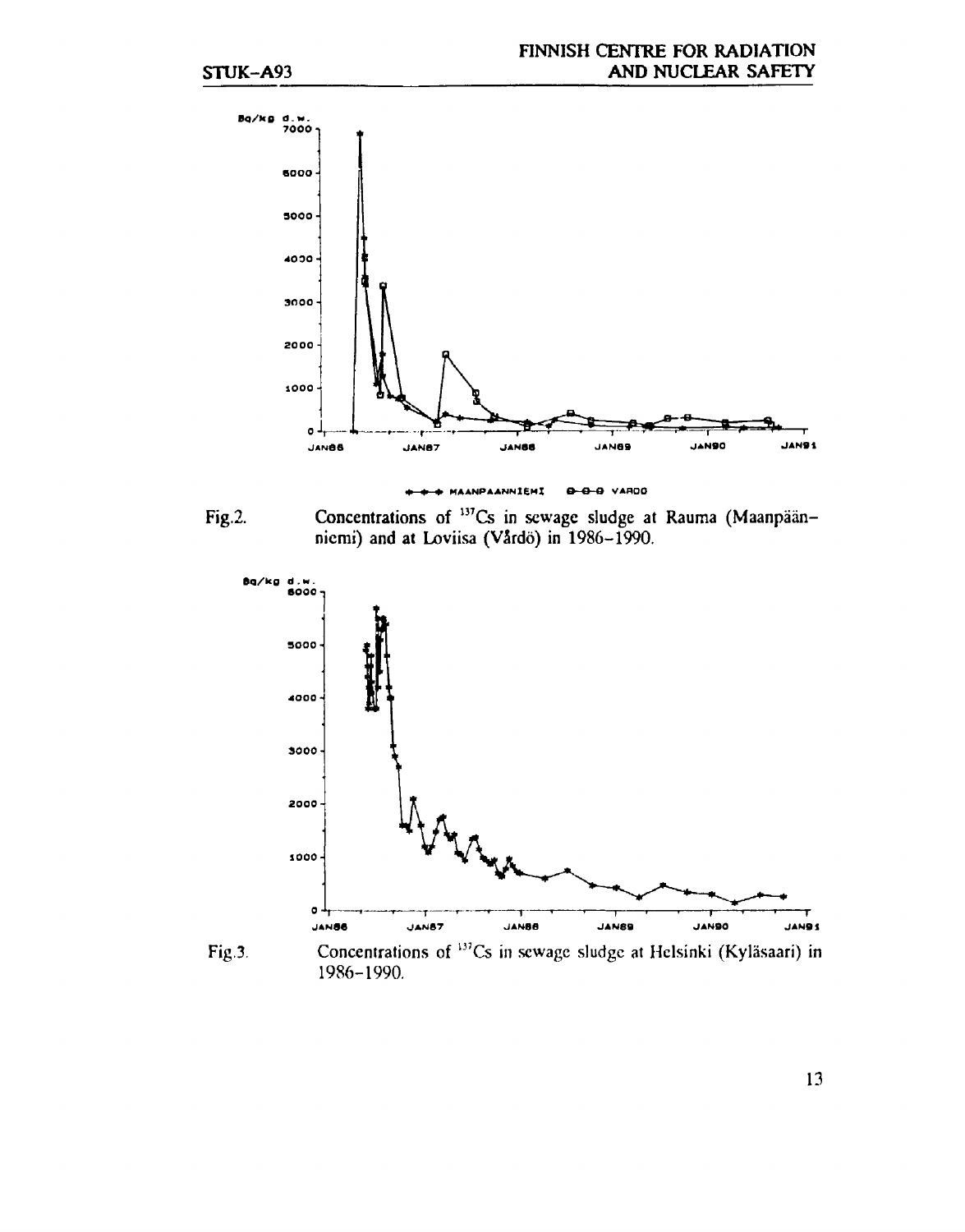Fig.2. Concentrations of $^{137}Cs$ in sewage sludge at Rauma (Maanpään-niemi) and at Loviisa (Vårdö) in 1986–1990.

Fig.3. Concentrations of $^{137}Cs$ in sewage sludge at Helsinki (Kyläsaari) in 1986–1990.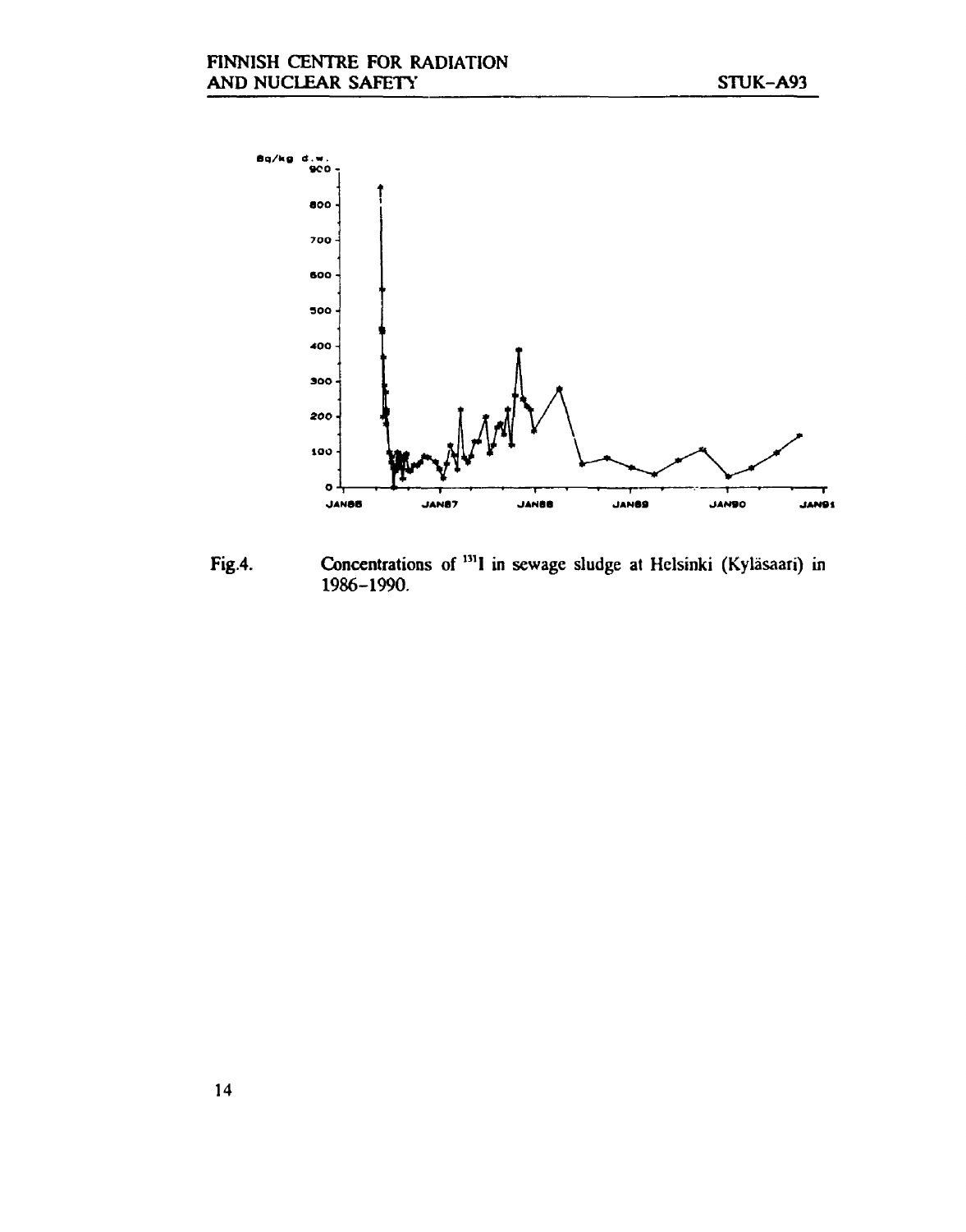Fig.4. Concentrations of $^{131}I$ in sewage sludge at Helsinki (Kyläsaari) in 1986–1990.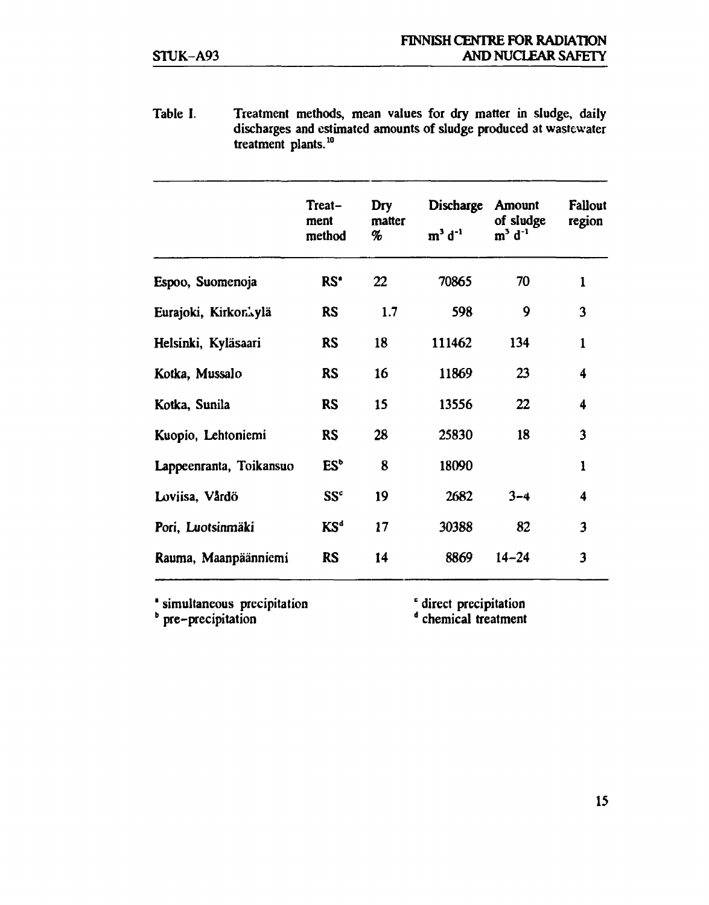Table I. Treatment methods, mean values for dry matter in sludge, daily discharges and estimated amounts of sludge produced at wastewater treatment plants.[10]

| | Treatment method | Dry matter % | Discharge $m^3 d^{-1}$ | Amount of sludge $m^3 d^{-1}$ | Fallout region |
|---|---|---|---|---|---|
| Espoo, Suomenoja | RS[a] | 22 | 70865 | 70 | 1 |
| Eurajoki, Kirkonkylä | RS | 1.7 | 598 | 9 | 3 |
| Helsinki, Kyläsaari | RS | 18 | 111462 | 134 | 1 |
| Kotka, Mussalo | RS | 16 | 11869 | 23 | 4 |
| Kotka, Sunila | RS | 15 | 13556 | 22 | 4 |
| Kuopio, Lehtoniemi | RS | 28 | 25830 | 18 | 3 |
| Lappeenranta, Toikansuo | ES[b] | 8 | 18090 | | 1 |
| Loviisa, Vårdö | SS[c] | 19 | 2682 | 3–4 | 4 |
| Pori, Luotsinmäki | KS[d] | 17 | 30388 | 82 | 3 |
| Rauma, Maanpäänniemi | RS | 14 | 8869 | 14–24 | 3 |

[a] simultaneous precipitation
[b] pre-precipitation
[c] direct precipitation
[d] chemical treatment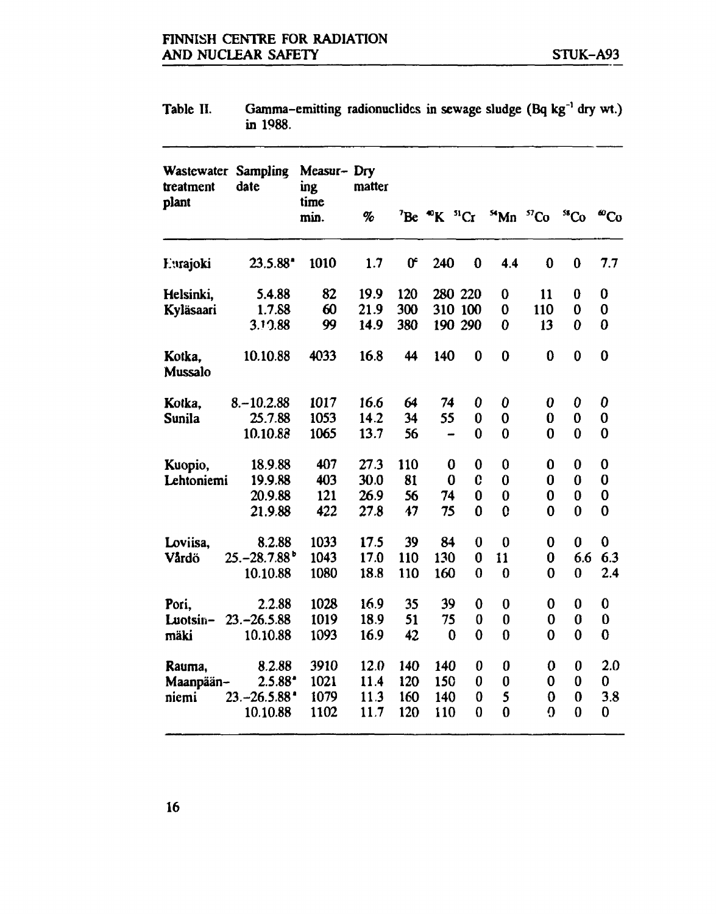Table II. Gamma-emitting radionuclides in sewage sludge (Bq kg$^{-1}$ dry wt.) in 1988.

| Wastewater treatment plant | Sampling date | Measuring time min. | Dry matter % | $^{7}$Be | $^{40}$K | $^{51}$Cr | $^{54}$Mn | $^{57}$Co | $^{58}$Co | $^{60}$Co |
|---|---|---|---|---|---|---|---|---|---|---|
| Eurajoki | 23.5.88[a] | 1010 | 1.7 | 0[c] | 240 | 0 | 4.4 | 0 | 0 | 7.7 |
| Helsinki, | 5.4.88 | 82 | 19.9 | 120 | 280 | 220 | 0 | 11 | 0 | 0 |
| Kyläsaari | 1.7.88 | 60 | 21.9 | 300 | 310 | 100 | 0 | 110 | 0 | 0 |
| | 3.10.88 | 99 | 14.9 | 380 | 190 | 290 | 0 | 13 | 0 | 0 |
| Kotka, Mussalo | 10.10.88 | 4033 | 16.8 | 44 | 140 | 0 | 0 | 0 | 0 | 0 |
| Kotka, | 8.–10.2.88 | 1017 | 16.6 | 64 | 74 | 0 | 0 | 0 | 0 | 0 |
| Sunila | 25.7.88 | 1053 | 14.2 | 34 | 55 | 0 | 0 | 0 | 0 | 0 |
| | 10.10.88 | 1065 | 13.7 | 56 | – | 0 | 0 | 0 | 0 | 0 |
| Kuopio, | 18.9.88 | 407 | 27.3 | 110 | 0 | 0 | 0 | 0 | 0 | 0 |
| Lehtoniemi | 19.9.88 | 403 | 30.0 | 81 | 0 | 0 | 0 | 0 | 0 | 0 |
| | 20.9.88 | 121 | 26.9 | 56 | 74 | 0 | 0 | 0 | 0 | 0 |
| | 21.9.88 | 422 | 27.8 | 47 | 75 | 0 | 0 | 0 | 0 | 0 |
| Loviisa, | 8.2.88 | 1033 | 17.5 | 39 | 84 | 0 | 0 | 0 | 0 | 0 |
| Vårdö | 25.–28.7.88[b] | 1043 | 17.0 | 110 | 130 | 0 | 11 | 0 | 6.6 | 6.3 |
| | 10.10.88 | 1080 | 18.8 | 110 | 160 | 0 | 0 | 0 | 0 | 2.4 |
| Pori, | 2.2.88 | 1028 | 16.9 | 35 | 39 | 0 | 0 | 0 | 0 | 0 |
| Luotsin- | 23.–26.5.88 | 1019 | 18.9 | 51 | 75 | 0 | 0 | 0 | 0 | 0 |
| mäki | 10.10.88 | 1093 | 16.9 | 42 | 0 | 0 | 0 | 0 | 0 | 0 |
| Rauma, | 8.2.88 | 3910 | 12.0 | 140 | 140 | 0 | 0 | 0 | 0 | 2.0 |
| Maanpään- | 2.5.88[a] | 1021 | 11.4 | 120 | 150 | 0 | 0 | 0 | 0 | 0 |
| niemi | 23.–26.5.88[a] | 1079 | 11.3 | 160 | 140 | 0 | 5 | 0 | 0 | 3.8 |
| | 10.10.88 | 1102 | 11.7 | 120 | 110 | 0 | 0 | 0 | 0 | 0 |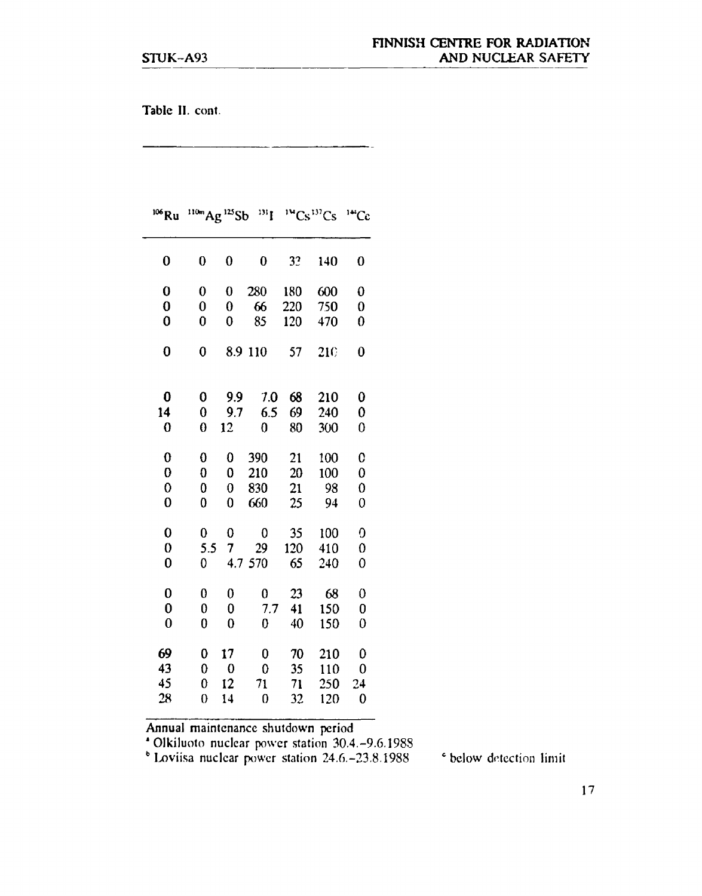Table II. cont.

| $^{106}Ru$ | $^{110m}Ag$ | $^{125}Sb$ | $^{131}I$ | $^{134}Cs$ | $^{137}Cs$ | $^{144}Ce$ |
|---|---|---|---|---|---|---|
| 0 | 0 | 0 | 0 | 32 | 140 | 0 |
| 0 | 0 | 0 | 280 | 180 | 600 | 0 |
| 0 | 0 | 0 | 66 | 220 | 750 | 0 |
| 0 | 0 | 0 | 85 | 120 | 470 | 0 |
| 0 | 0 | 8.9 | 110 | 57 | 210 | 0 |
| 0 | 0 | 9.9 | 7.0 | 68 | 210 | 0 |
| 14 | 0 | 9.7 | 6.5 | 69 | 240 | 0 |
| 0 | 0 | 12 | 0 | 80 | 300 | 0 |
| 0 | 0 | 0 | 390 | 21 | 100 | 0 |
| 0 | 0 | 0 | 210 | 20 | 100 | 0 |
| 0 | 0 | 0 | 830 | 21 | 98 | 0 |
| 0 | 0 | 0 | 660 | 25 | 94 | 0 |
| 0 | 0 | 0 | 0 | 35 | 100 | 0 |
| 0 | 5.5 | 7 | 29 | 120 | 410 | 0 |
| 0 | 0 | 4.7 | 570 | 65 | 240 | 0 |
| 0 | 0 | 0 | 0 | 23 | 68 | 0 |
| 0 | 0 | 0 | 7.7 | 41 | 150 | 0 |
| 0 | 0 | 0 | 0 | 40 | 150 | 0 |
| 69 | 0 | 17 | 0 | 70 | 210 | 0 |
| 43 | 0 | 0 | 0 | 35 | 110 | 0 |
| 45 | 0 | 12 | 71 | 71 | 250 | 24 |
| 28 | 0 | 14 | 0 | 32 | 120 | 0 |

Annual maintenance shutdown period

[a] Olkiluoto nuclear power station 30.4.–9.6.1988

[b] Loviisa nuclear power station 24.6.–23.8.1988

[c] below detection limit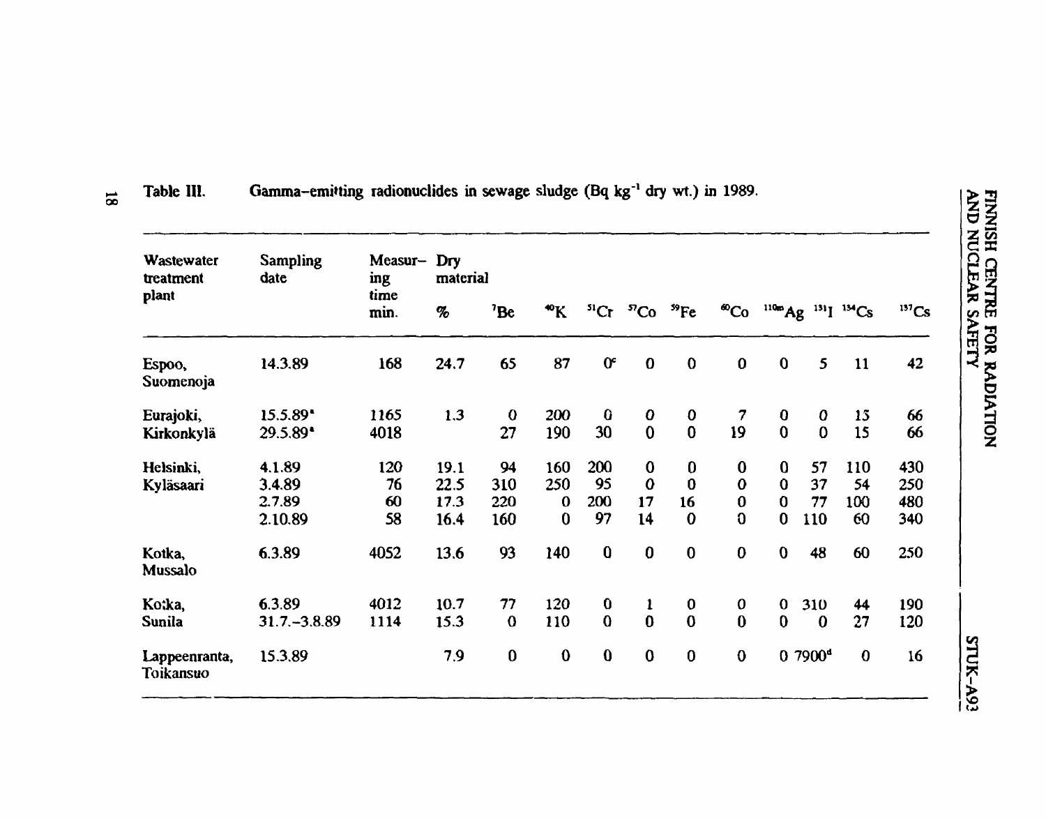Table III. Gamma-emitting radionuclides in sewage sludge (Bq kg$^{-1}$ dry wt.) in 1989.

| Wastewater treatment plant | Sampling date | Measuring time min. | Dry material % | $^{7}$Be | $^{40}$K | $^{51}$Cr | $^{57}$Co | $^{59}$Fe | $^{60}$Co | $^{110m}$Ag | $^{131}$I | $^{134}$Cs | $^{137}$Cs |
|---|---|---|---|---|---|---|---|---|---|---|---|---|---|
| Espoo, Suomenoja | 14.3.89 | 168 | 24.7 | 65 | 87 | 0[c] | 0 | 0 | 0 | 0 | 5 | 11 | 42 |
| Eurajoki, Kirkonkylä | 15.5.89[a] | 1165 | 1.3 | 0 | 200 | 0 | 0 | 0 | 7 | 0 | 0 | 15 | 66 |
| | 29.5.89[a] | 4018 | | 27 | 190 | 30 | 0 | 0 | 19 | 0 | 0 | 15 | 66 |
| Helsinki, Kyläsaari | 4.1.89 | 120 | 19.1 | 94 | 160 | 200 | 0 | 0 | 0 | 0 | 57 | 110 | 430 |
| | 3.4.89 | 76 | 22.5 | 310 | 250 | 95 | 0 | 0 | 0 | 0 | 37 | 54 | 250 |
| | 2.7.89 | 60 | 17.3 | 220 | 0 | 200 | 17 | 16 | 0 | 0 | 77 | 100 | 480 |
| | 2.10.89 | 58 | 16.4 | 160 | 0 | 97 | 14 | 0 | 0 | 0 | 110 | 60 | 340 |
| Kotka, Mussalo | 6.3.89 | 4052 | 13.6 | 93 | 140 | 0 | 0 | 0 | 0 | 0 | 48 | 60 | 250 |
| Kotka, Sunila | 6.3.89 | 4012 | 10.7 | 77 | 120 | 0 | 1 | 0 | 0 | 0 | 310 | 44 | 190 |
| | 31.7.-3.8.89 | 1114 | 15.3 | 0 | 110 | 0 | 0 | 0 | 0 | 0 | 0 | 27 | 120 |
| Lappeenranta, Toikansuo | 15.3.89 | | 7.9 | 0 | 0 | 0 | 0 | 0 | 0 | 0 | 7900[d] | 0 | 16 |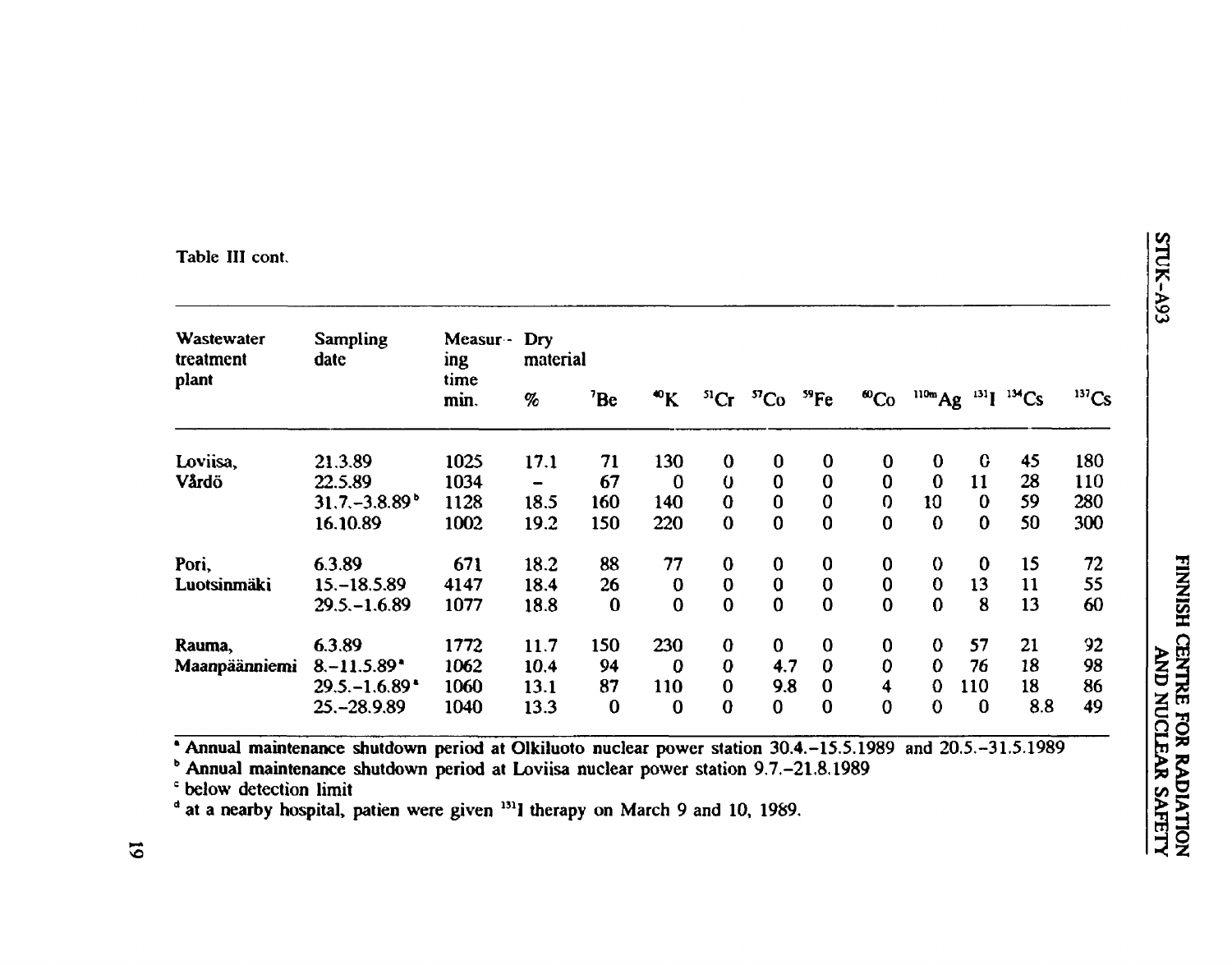Table III cont.

| Wastewater treatment plant | Sampling date | Measuring time min. | Dry material % | $^{7}Be$ | $^{40}K$ | $^{51}Cr$ | $^{57}Co$ | $^{59}Fe$ | $^{60}Co$ | $^{110m}Ag$ | $^{131}I$ | $^{134}Cs$ | $^{137}Cs$ |
|---|---|---|---|---|---|---|---|---|---|---|---|---|---|
| Loviisa, | 21.3.89 | 1025 | 17.1 | 71 | 130 | 0 | 0 | 0 | 0 | 0 | 0 | 45 | 180 |
| Vårdö | 22.5.89 | 1034 | – | 67 | 0 | 0 | 0 | 0 | 0 | 0 | 11 | 28 | 110 |
| | 31.7.–3.8.89 [b] | 1128 | 18.5 | 160 | 140 | 0 | 0 | 0 | 0 | 10 | 0 | 59 | 280 |
| | 16.10.89 | 1002 | 19.2 | 150 | 220 | 0 | 0 | 0 | 0 | 0 | 0 | 50 | 300 |
| Pori, | 6.3.89 | 671 | 18.2 | 88 | 77 | 0 | 0 | 0 | 0 | 0 | 0 | 15 | 72 |
| Luotsinmäki | 15.–18.5.89 | 4147 | 18.4 | 26 | 0 | 0 | 0 | 0 | 0 | 0 | 13 | 11 | 55 |
| | 29.5.–1.6.89 | 1077 | 18.8 | 0 | 0 | 0 | 0 | 0 | 0 | 0 | 8 | 13 | 60 |
| Rauma, | 6.3.89 | 1772 | 11.7 | 150 | 230 | 0 | 0 | 0 | 0 | 0 | 57 | 21 | 92 |
| Maanpäänniemi | 8.–11.5.89 [a] | 1062 | 10.4 | 94 | 0 | 0 | 4.7 | 0 | 0 | 0 | 76 | 18 | 98 |
| | 29.5.–1.6.89 [a] | 1060 | 13.1 | 87 | 110 | 0 | 9.8 | 0 | 4 | 0 | 110 | 18 | 86 |
| | 25.–28.9.89 | 1040 | 13.3 | 0 | 0 | 0 | 0 | 0 | 0 | 0 | 0 | 8.8 | 49 |

[a] Annual maintenance shutdown period at Olkiluoto nuclear power station 30.4.–15.5.1989 and 20.5.–31.5.1989

[b] Annual maintenance shutdown period at Loviisa nuclear power station 9.7.–21.8.1989

[c] below detection limit

[d] at a nearby hospital, patien were given $^{131}I$ therapy on March 9 and 10, 1989.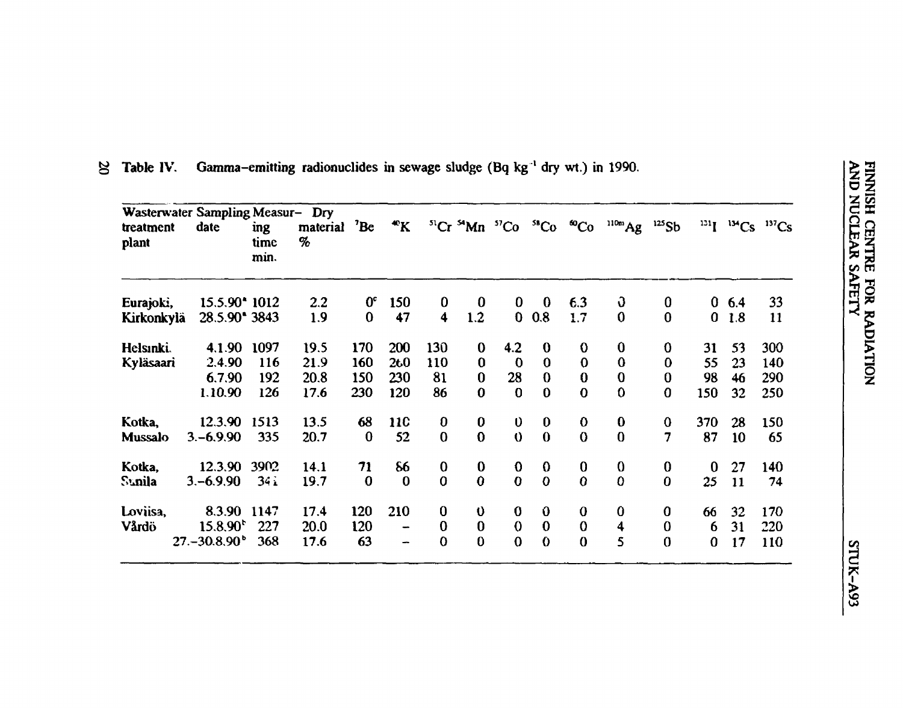Table IV. Gamma-emitting radionuclides in sewage sludge ($Bq\ kg^{-1}$ dry wt.) in 1990.

| Wastewater treatment plant | Sampling date | Measuring time min. | Dry material % | $^{7}Be$ | $^{40}K$ | $^{51}Cr$ | $^{54}Mn$ | $^{57}Co$ | $^{58}Co$ | $^{60}Co$ | $^{110m}Ag$ | $^{125}Sb$ | $^{131}I$ | $^{134}Cs$ | $^{137}Cs$ |
|---|---|---|---|---|---|---|---|---|---|---|---|---|---|---|---|
| Eurajoki, | 15.5.90[a] | 1012 | 2.2 | 0[c] | 150 | 0 | 0 | 0 | 0 | 6.3 | 0 | 0 | 0 | 6.4 | 33 |
| Kirkonkylä | 28.5.90[a] | 3843 | 1.9 | 0 | 47 | 4 | 1.2 | 0 | 0.8 | 1.7 | 0 | 0 | 0 | 1.8 | 11 |
| Helsinki, | 4.1.90 | 1097 | 19.5 | 170 | 200 | 130 | 0 | 4.2 | 0 | 0 | 0 | 0 | 31 | 53 | 300 |
| Kyläsaari | 2.4.90 | 116 | 21.9 | 160 | 260 | 110 | 0 | 0 | 0 | 0 | 0 | 0 | 55 | 23 | 140 |
| | 6.7.90 | 192 | 20.8 | 150 | 230 | 81 | 0 | 28 | 0 | 0 | 0 | 0 | 98 | 46 | 290 |
| | 1.10.90 | 126 | 17.6 | 230 | 120 | 86 | 0 | 0 | 0 | 0 | 0 | 0 | 150 | 32 | 250 |
| Kotka, | 12.3.90 | 1513 | 13.5 | 68 | 110 | 0 | 0 | 0 | 0 | 0 | 0 | 0 | 370 | 28 | 150 |
| Mussalo | 3.–6.9.90 | 335 | 20.7 | 0 | 52 | 0 | 0 | 0 | 0 | 0 | 0 | 7 | 87 | 10 | 65 |
| Kotka, | 12.3.90 | 3902 | 14.1 | 71 | 86 | 0 | 0 | 0 | 0 | 0 | 0 | 0 | 0 | 27 | 140 |
| Sunila | 3.–6.9.90 | 341 | 19.7 | 0 | 0 | 0 | 0 | 0 | 0 | 0 | 0 | 0 | 25 | 11 | 74 |
| Loviisa, | 8.3.90 | 1147 | 17.4 | 120 | 210 | 0 | 0 | 0 | 0 | 0 | 0 | 0 | 66 | 32 | 170 |
| Vårdö | 15.8.90[b] | 227 | 20.0 | 120 | – | 0 | 0 | 0 | 0 | 0 | 4 | 0 | 6 | 31 | 220 |
| | 27.–30.8.90[b] | 368 | 17.6 | 63 | – | 0 | 0 | 0 | 0 | 0 | 5 | 0 | 0 | 17 | 110 |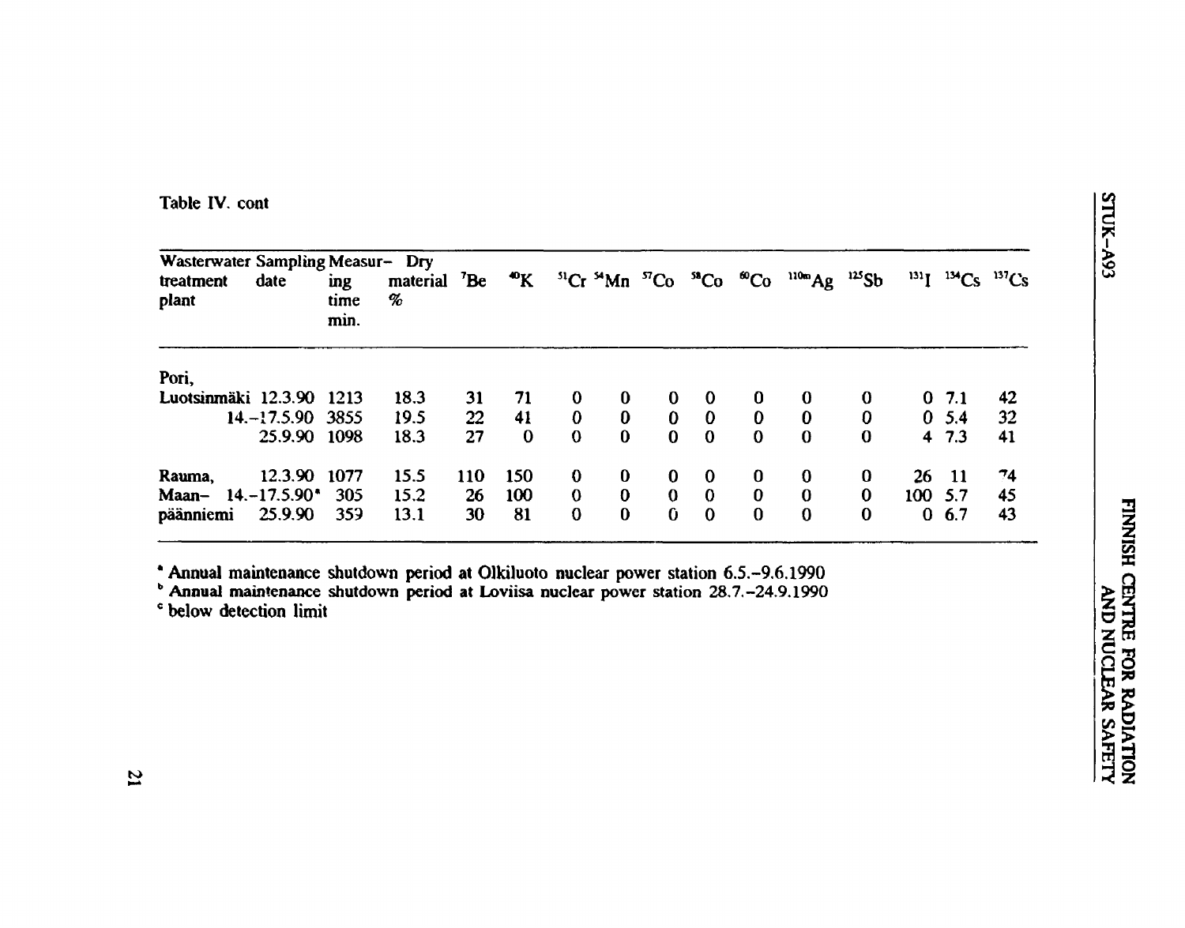Table IV. cont

| Wasterwater treatment plant | Sampling date | Measuring time min. | Dry material % | $^{7}Be$ | $^{40}K$ | $^{51}Cr$ | $^{54}Mn$ | $^{57}Co$ | $^{58}Co$ | $^{60}Co$ | $^{110m}Ag$ | $^{125}Sb$ | $^{131}I$ | $^{134}Cs$ | $^{137}Cs$ |
|---|---|---|---|---|---|---|---|---|---|---|---|---|---|---|---|
| Pori, | | | | | | | | | | | | | | | |
| Luotsinmäki | 12.3.90 | 1213 | 18.3 | 31 | 71 | 0 | 0 | 0 | 0 | 0 | 0 | 0 | 0 | 7.1 | 42 |
| | 14.–17.5.90 | 3855 | 19.5 | 22 | 41 | 0 | 0 | 0 | 0 | 0 | 0 | 0 | 0 | 5.4 | 32 |
| | 25.9.90 | 1098 | 18.3 | 27 | 0 | 0 | 0 | 0 | 0 | 0 | 0 | 0 | 4 | 7.3 | 41 |
| Rauma, | 12.3.90 | 1077 | 15.5 | 110 | 150 | 0 | 0 | 0 | 0 | 0 | 0 | 0 | 26 | 11 | 74 |
| Maan- | 14.–17.5.90[a] | 305 | 15.2 | 26 | 100 | 0 | 0 | 0 | 0 | 0 | 0 | 0 | 100 | 5.7 | 45 |
| pääniemi | 25.9.90 | 359 | 13.1 | 30 | 81 | 0 | 0 | 0 | 0 | 0 | 0 | 0 | 0 | 6.7 | 43 |

[a] Annual maintenance shutdown period at Olkiluoto nuclear power station 6.5.–9.6.1990
[b] Annual maintenance shutdown period at Loviisa nuclear power station 28.7.–24.9.1990
[c] below detection limit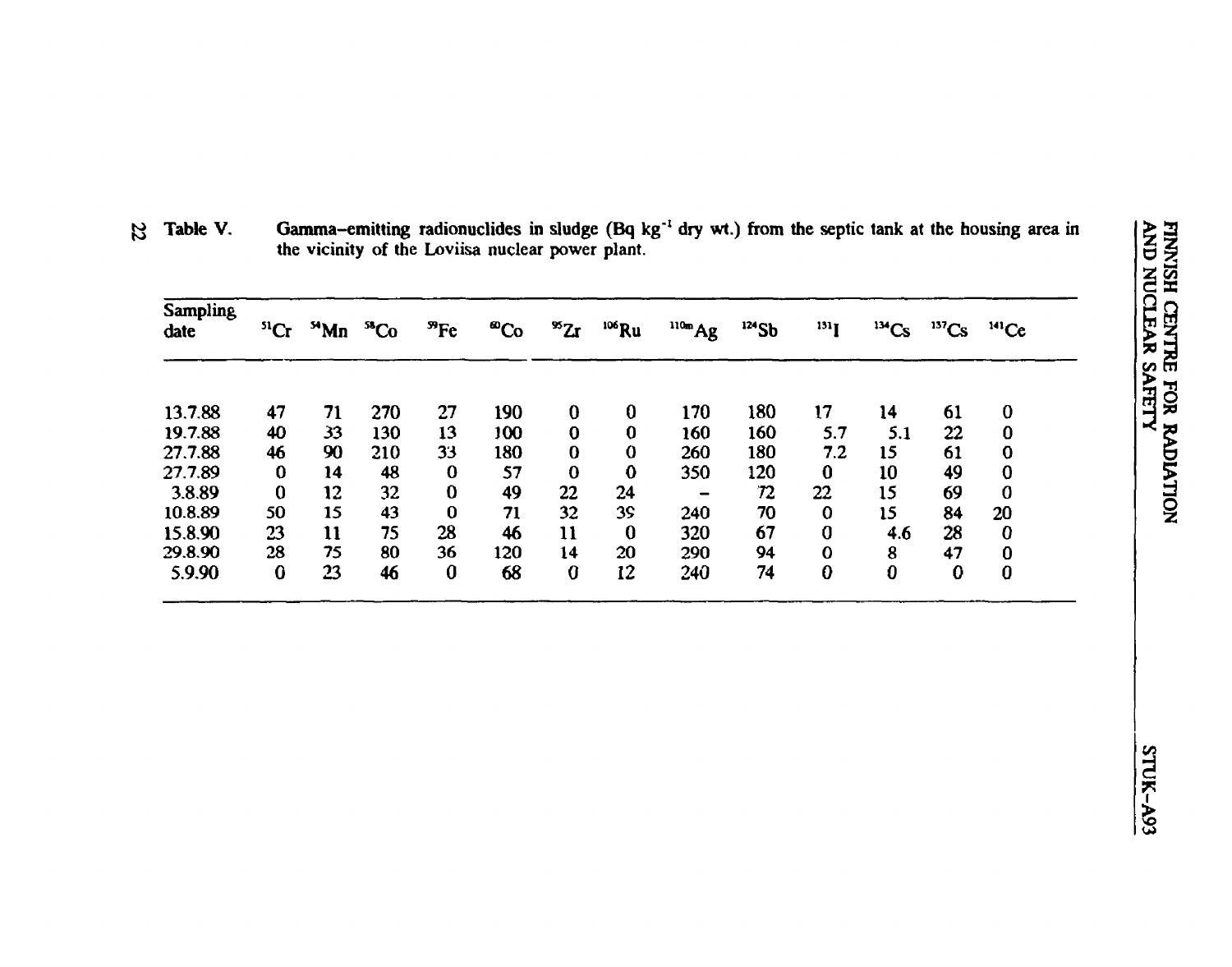**Table V.** Gamma-emitting radionuclides in sludge (Bq kg$^{-1}$ dry wt.) from the septic tank at the housing area in the vicinity of the Loviisa nuclear power plant.

| Sampling date | $^{51}$Cr | $^{54}$Mn | $^{58}$Co | $^{59}$Fe | $^{60}$Co | $^{95}$Zr | $^{106}$Ru | $^{110m}$Ag | $^{124}$Sb | $^{131}$I | $^{134}$Cs | $^{137}$Cs | $^{141}$Ce |
|---|---|---|---|---|---|---|---|---|---|---|---|---|---|
| 13.7.88 | 47 | 71 | 270 | 27 | 190 | 0 | 0 | 170 | 180 | 17 | 14 | 61 | 0 |
| 19.7.88 | 40 | 33 | 130 | 13 | 100 | 0 | 0 | 160 | 160 | 5.7 | 5.1 | 22 | 0 |
| 27.7.88 | 46 | 90 | 210 | 33 | 180 | 0 | 0 | 260 | 180 | 7.2 | 15 | 61 | 0 |
| 27.7.89 | 0 | 14 | 48 | 0 | 57 | 0 | 0 | 350 | 120 | 0 | 10 | 49 | 0 |
| 3.8.89 | 0 | 12 | 32 | 0 | 49 | 22 | 24 | - | 72 | 22 | 15 | 69 | 0 |
| 10.8.89 | 50 | 15 | 43 | 0 | 71 | 32 | 39 | 240 | 70 | 0 | 15 | 84 | 20 |
| 15.8.90 | 23 | 11 | 75 | 28 | 46 | 11 | 0 | 320 | 67 | 0 | 4.6 | 28 | 0 |
| 29.8.90 | 28 | 75 | 80 | 36 | 120 | 14 | 20 | 290 | 94 | 0 | 8 | 47 | 0 |
| 5.9.90 | 0 | 23 | 46 | 0 | 68 | 0 | 12 | 240 | 74 | 0 | 0 | 0 | 0 |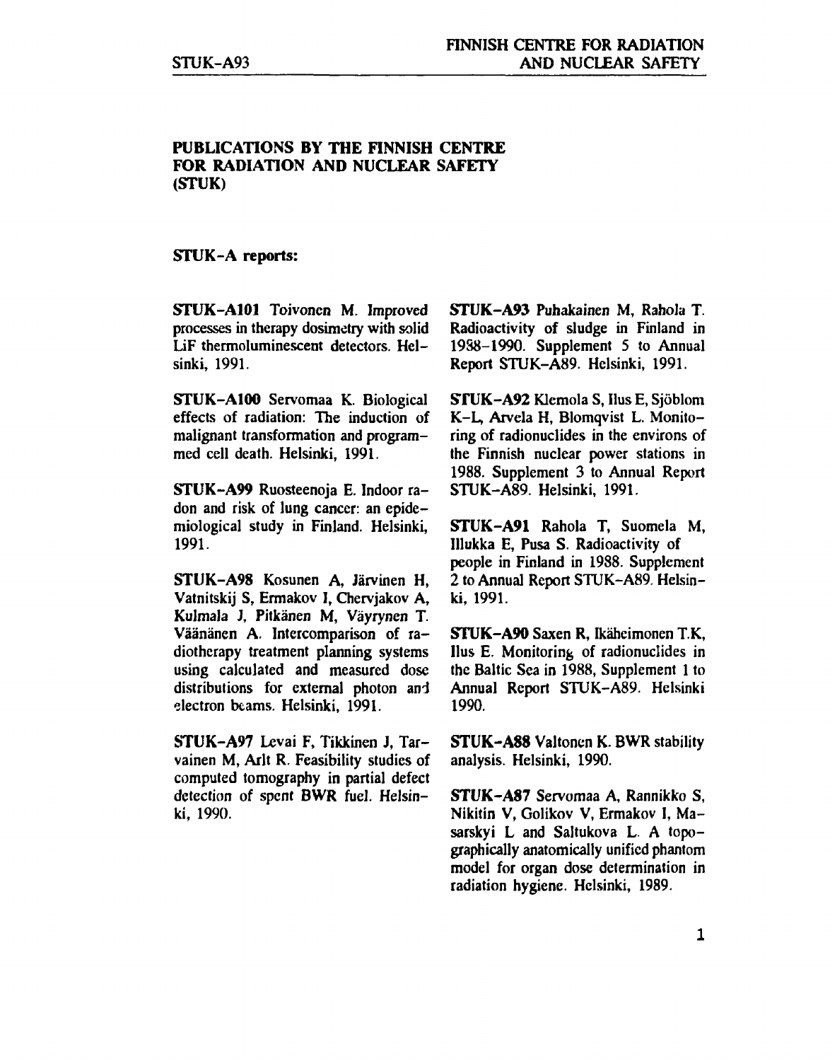## PUBLICATIONS BY THE FINNISH CENTRE FOR RADIATION AND NUCLEAR SAFETY (STUK)

### STUK-A reports:

**STUK-A101** Toivonen M. Improved processes in therapy dosimetry with solid LiF thermoluminescent detectors. Helsinki, 1991.

**STUK-A100** Servomaa K. Biological effects of radiation: The induction of malignant transformation and programmed cell death. Helsinki, 1991.

**STUK-A99** Ruosteenoja E. Indoor radon and risk of lung cancer: an epidemiological study in Finland. Helsinki, 1991.

**STUK-A98** Kosunen A, Järvinen H, Vatnitskij S, Ermakov I, Chervjakov A, Kulmala J, Pitkänen M, Väyrynen T. Väänänen A. Intercomparison of radiotherapy treatment planning systems using calculated and measured dose distributions for external photon and electron beams. Helsinki, 1991.

**STUK-A97** Levai F, Tikkinen J, Tarvainen M, Arlt R. Feasibility studies of computed tomography in partial defect detection of spent BWR fuel. Helsinki, 1990.

**STUK-A93** Puhakainen M, Rahola T. Radioactivity of sludge in Finland in 1988-1990. Supplement 5 to Annual Report STUK-A89. Helsinki, 1991.

**STUK-A92** Klemola S, Ilus E, Sjöblom K-L, Arvela H, Blomqvist L. Monitoring of radionuclides in the environs of the Finnish nuclear power stations in 1988. Supplement 3 to Annual Report STUK-A89. Helsinki, 1991.

**STUK-A91** Rahola T, Suomela M, Illukka E, Pusa S. Radioactivity of people in Finland in 1988. Supplement 2 to Annual Report STUK-A89. Helsinki, 1991.

**STUK-A90** Saxen R, Ikäheimonen T.K, Ilus E. Monitoring of radionuclides in the Baltic Sea in 1988, Supplement 1 to Annual Report STUK-A89. Helsinki 1990.

**STUK-A88** Valtonen K. BWR stability analysis. Helsinki, 1990.

**STUK-A87** Servomaa A, Rannikko S, Nikitin V, Golikov V, Ermakov I, Masarskyi L and Saltukova L. A topographically anatomically unified phantom model for organ dose determination in radiation hygiene. Helsinki, 1989.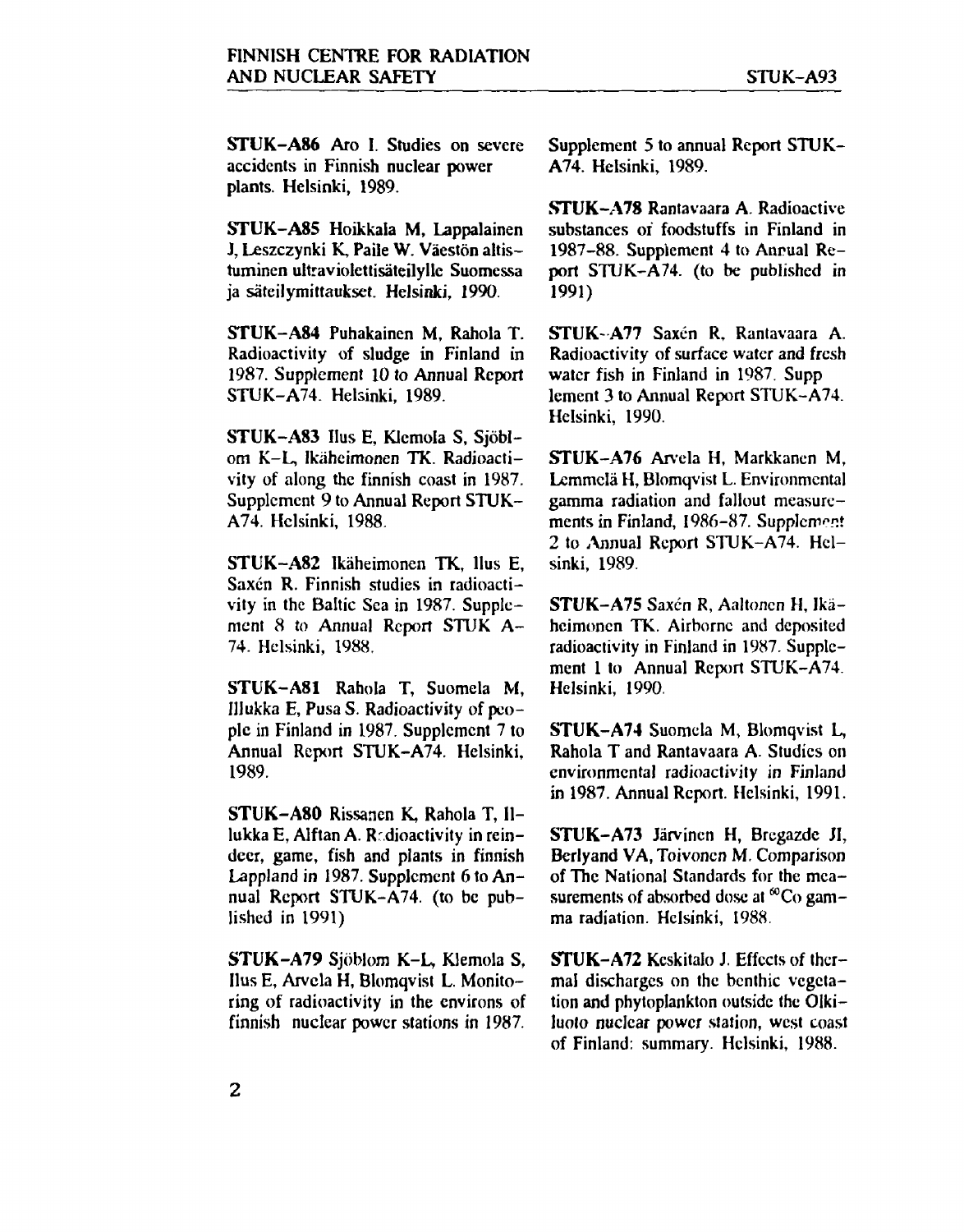**STUK-A86** Aro I. Studies on severe accidents in Finnish nuclear power plants. Helsinki, 1989.

**STUK-A85** Hoikkala M, Lappalainen J, Leszczynki K, Paile W. Väestön altistuminen ultraviolettisäteilylle Suomessa ja säteilymittaukset. Helsinki, 1990.

**STUK-A84** Puhakainen M, Rahola T. Radioactivity of sludge in Finland in 1987. Supplement 10 to Annual Report STUK-A74. Helsinki, 1989.

**STUK-A83** Ilus E, Klemola S, Sjöblom K-L, Ikäheimonen TK. Radioactivity of along the finnish coast in 1987. Supplement 9 to Annual Report STUK-A74. Helsinki, 1988.

**STUK-A82** Ikäheimonen TK, Ilus E, Saxén R. Finnish studies in radioactivity in the Baltic Sea in 1987. Supplement 8 to Annual Report STUK A-74. Helsinki, 1988.

**STUK-A81** Rahola T, Suomela M, Illukka E, Pusa S. Radioactivity of people in Finland in 1987. Supplement 7 to Annual Report STUK-A74. Helsinki, 1989.

**STUK-A80** Rissanen K, Rahola T, Illukka E, Alftan A. Radioactivity in reindeer, game, fish and plants in finnish Lappland in 1987. Supplement 6 to Annual Report STUK-A74. (to be published in 1991)

**STUK-A79** Sjöblom K-L, Klemola S, Ilus E, Arvela H, Blomqvist L. Monitoring of radioactivity in the environs of finnish nuclear power stations in 1987. Supplement 5 to annual Report STUK-A74. Helsinki, 1989.

**STUK-A78** Rantavaara A. Radioactive substances of foodstuffs in Finland in 1987-88. Supplement 4 to Annual Report STUK-A74. (to be published in 1991)

**STUK-A77** Saxén R, Rantavaara A. Radioactivity of surface water and fresh water fish in Finland in 1987. Supplement 3 to Annual Report STUK-A74. Helsinki, 1990.

**STUK-A76** Arvela H, Markkanen M, Lemmelä H, Blomqvist L. Environmental gamma radiation and fallout measurements in Finland, 1986-87. Supplement 2 to Annual Report STUK-A74. Helsinki, 1989.

**STUK-A75** Saxén R, Aaltonen H, Ikäheimonen TK. Airborne and deposited radioactivity in Finland in 1987. Supplement 1 to Annual Report STUK-A74. Helsinki, 1990.

**STUK-A74** Suomela M, Blomqvist L, Rahola T and Rantavaara A. Studies on environmental radioactivity in Finland in 1987. Annual Report. Helsinki, 1991.

**STUK-A73** Järvinen H, Bregazde JI, Berlyand VA, Toivonen M. Comparison of The National Standards for the measurements of absorbed dose at $^{60}Co$ gamma radiation. Helsinki, 1988.

**STUK-A72** Keskitalo J. Effects of thermal discharges on the benthic vegetation and phytoplankton outside the Olkiluoto nuclear power station, west coast of Finland: summary. Helsinki, 1988.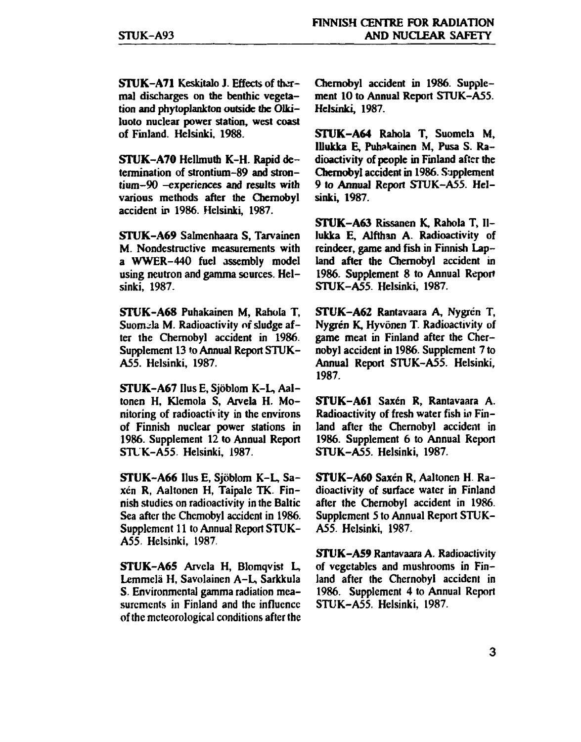**STUK-A71** Keskitalo J. Effects of thermal discharges on the benthic vegetation and phytoplankton outside the Olkiluoto nuclear power station, west coast of Finland. Helsinki, 1988.

**STUK-A70** Hellmuth K-H. Rapid determination of strontium-89 and strontium-90 –experiences and results with various methods after the Chernobyl accident in 1986. Helsinki, 1987.

**STUK-A69** Salmenhaara S, Tarvainen M. Nondestructive measurements with a WWER-440 fuel assembly model using neutron and gamma sources. Helsinki, 1987.

**STUK-A68** Puhakainen M, Rahola T, Suomela M. Radioactivity of sludge after the Chernobyl accident in 1986. Supplement 13 to Annual Report STUK-A55. Helsinki, 1987.

**STUK-A67** Ilus E, Sjöblom K-L, Aaltonen H, Klemola S, Arvela H. Monitoring of radioactivity in the environs of Finnish nuclear power stations in 1986. Supplement 12 to Annual Report STUK-A55. Helsinki, 1987.

**STUK-A66** Ilus E, Sjöblom K-L, Saxén R, Aaltonen H, Taipale TK. Finnish studies on radioactivity in the Baltic Sea after the Chernobyl accident in 1986. Supplement 11 to Annual Report STUK-A55. Helsinki, 1987.

**STUK-A65** Arvela H, Blomqvist L, Lemmelä H, Savolainen A-L, Sarkkula S. Environmental gamma radiation measurements in Finland and the influence of the meteorological conditions after the Chernobyl accident in 1986. Supplement 10 to Annual Report STUK-A55. Helsinki, 1987.

**STUK-A64** Rahola T, Suomela M, Illukka E, Puhakainen M, Pusa S. Radioactivity of people in Finland after the Chernobyl accident in 1986. Supplement 9 to Annual Report STUK-A55. Helsinki, 1987.

**STUK-A63** Rissanen K, Rahola T, Illukka E, Alfthan A. Radioactivity of reindeer, game and fish in Finnish Lapland after the Chernobyl accident in 1986. Supplement 8 to Annual Report STUK-A55. Helsinki, 1987.

**STUK-A62** Rantavaara A, Nygrén T, Nygrén K, Hyvönen T. Radioactivity of game meat in Finland after the Chernobyl accident in 1986. Supplement 7 to Annual Report STUK-A55. Helsinki, 1987.

**STUK-A61** Saxén R, Rantavaara A. Radioactivity of fresh water fish in Finland after the Chernobyl accident in 1986. Supplement 6 to Annual Report STUK-A55. Helsinki, 1987.

**STUK-A60** Saxén R, Aaltonen H. Radioactivity of surface water in Finland after the Chernobyl accident in 1986. Supplement 5 to Annual Report STUK-A55. Helsinki, 1987.

**STUK-A59** Rantavaara A. Radioactivity of vegetables and mushrooms in Finland after the Chernobyl accident in 1986. Supplement 4 to Annual Report STUK-A55. Helsinki, 1987.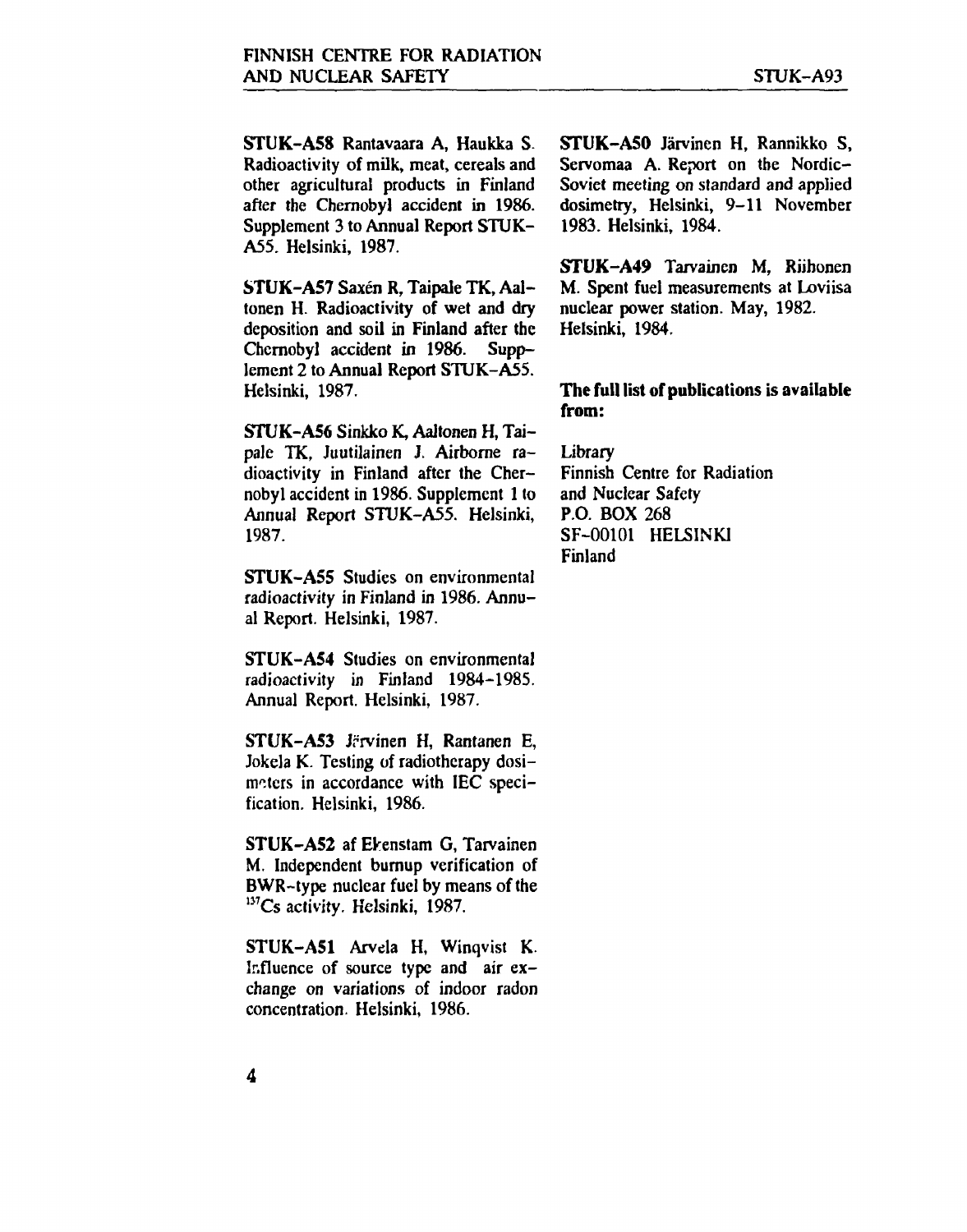**STUK-A58** Rantavaara A, Haukka S. Radioactivity of milk, meat, cereals and other agricultural products in Finland after the Chernobyl accident in 1986. Supplement 3 to Annual Report STUK-A55. Helsinki, 1987.

**STUK-A57** Saxén R, Taipale TK, Aaltonen H. Radioactivity of wet and dry deposition and soil in Finland after the Chernobyl accident in 1986. Supplement 2 to Annual Report STUK-A55. Helsinki, 1987.

**STUK-A56** Sinkko K, Aaltonen H, Taipale TK, Juutilainen J. Airborne radioactivity in Finland after the Chernobyl accident in 1986. Supplement 1 to Annual Report STUK-A55. Helsinki, 1987.

**STUK-A55** Studies on environmental radioactivity in Finland in 1986. Annual Report. Helsinki, 1987.

**STUK-A54** Studies on environmental radioactivity in Finland 1984–1985. Annual Report. Helsinki, 1987.

**STUK-A53** Järvinen H, Rantanen E, Jokela K. Testing of radiotherapy dosimeters in accordance with IEC specification. Helsinki, 1986.

**STUK-A52** af Ekenstam G, Tarvainen M. Independent burnup verification of BWR-type nuclear fuel by means of the $^{137}$Cs activity. Helsinki, 1987.

**STUK-A51** Arvela H, Winqvist K. Influence of source type and air exchange on variations of indoor radon concentration. Helsinki, 1986.

**STUK-A50** Järvinen H, Rannikko S, Servomaa A. Report on the Nordic-Soviet meeting on standard and applied dosimetry, Helsinki, 9–11 November 1983. Helsinki, 1984.

**STUK-A49** Tarvainen M, Riihonen M. Spent fuel measurements at Loviisa nuclear power station. May, 1982. Helsinki, 1984.

**The full list of publications is available from:**

Library
Finnish Centre for Radiation
and Nuclear Safety
P.O. BOX 268
SF-00101 HELSINKI
Finland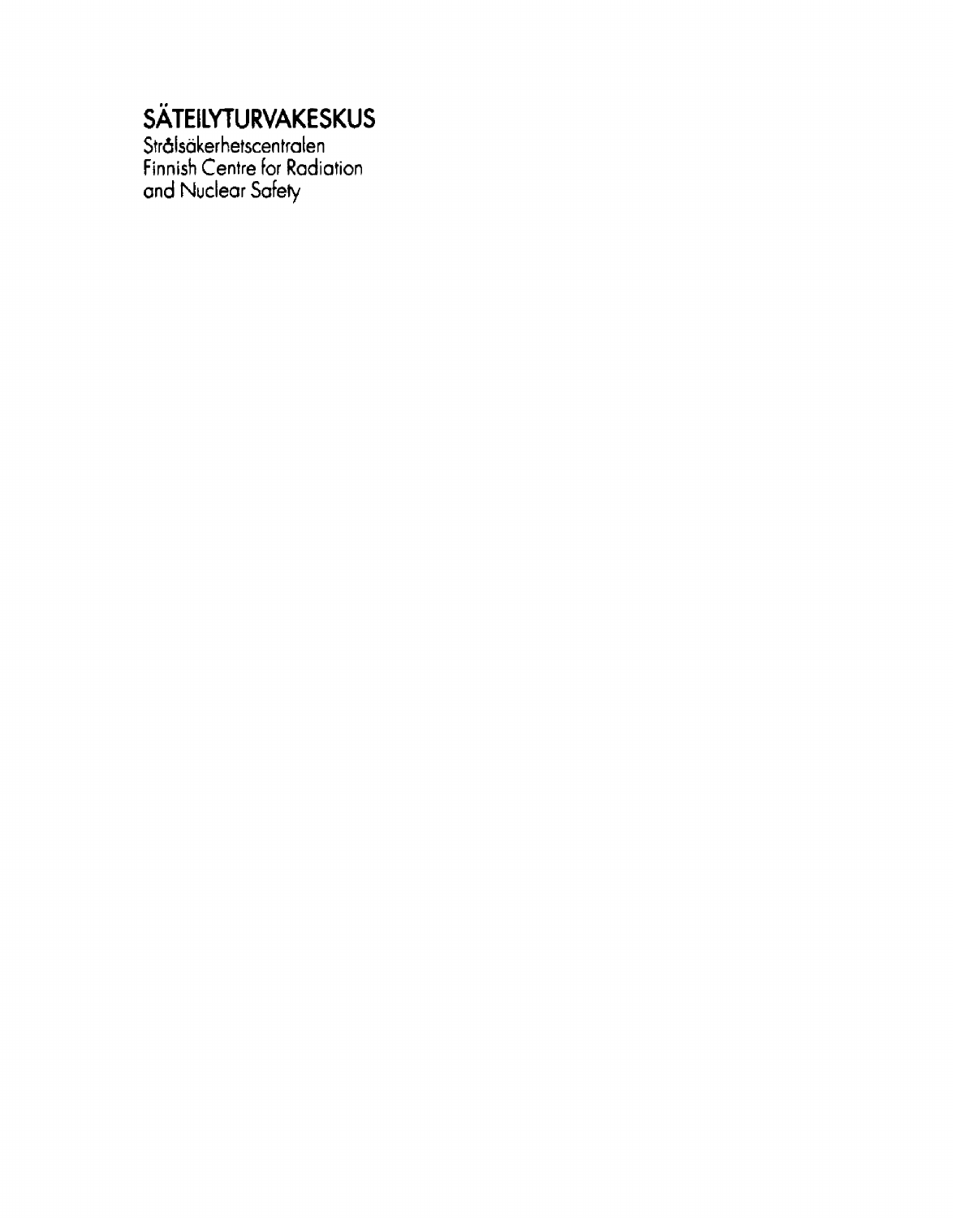**SÄTEILYTURVAKESKUS**

Strålsäkerhetscentralen
Finnish Centre for Radiation
and Nuclear Safety